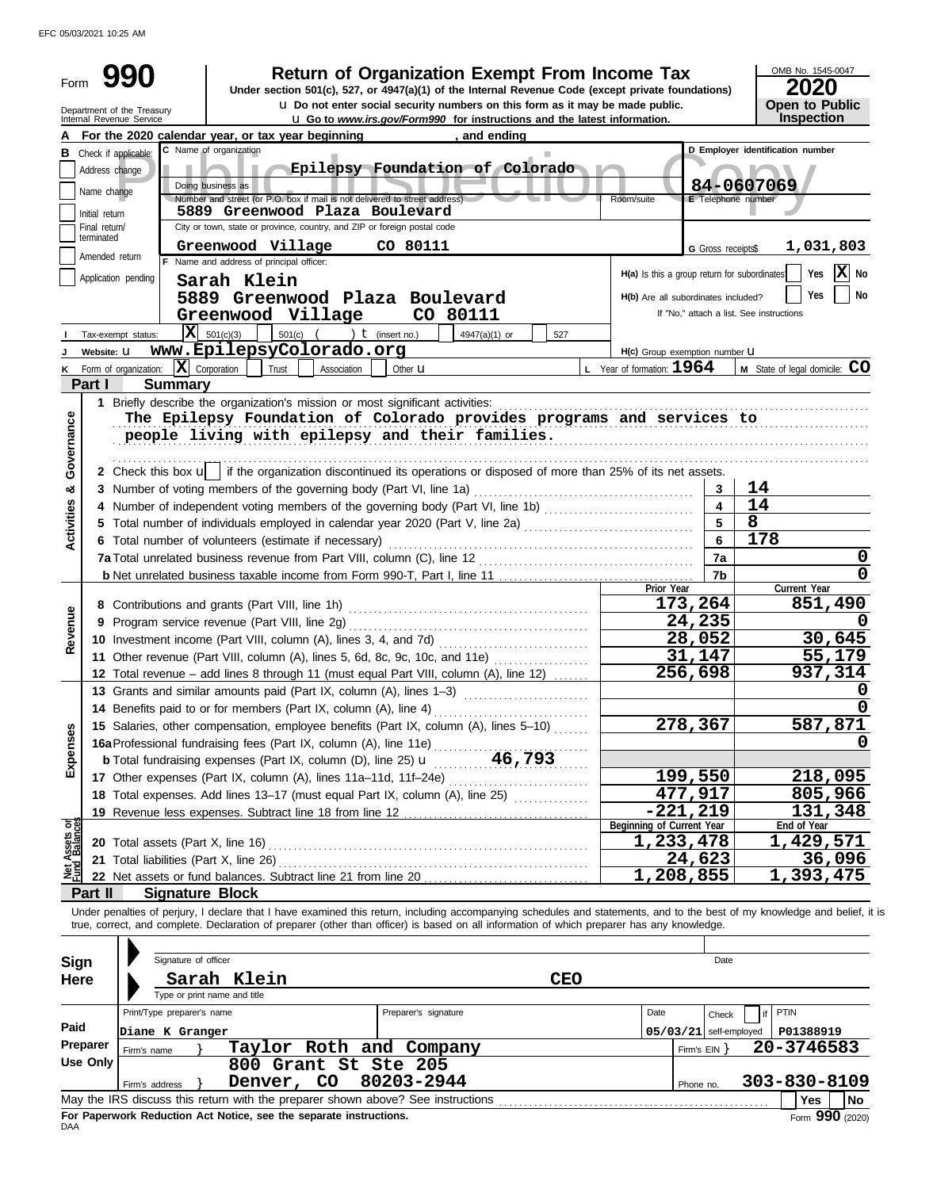EFC 05/03/2021 10:25 AM

# Form 990

## Return of Organization Exempt From Income Tax

Under section 501(c), 527, or 4947(a)(1) of the Internal Revenue Code (except private foundations)

u Do not enter social security numbers on this form as it may be made public.

u Go to *www.irs.gov/Form990* for instructions and the latest information.

Department of the Treasury
Internal Revenue Service

OMB No. 1545-0047

**2020**

**Open to Public Inspection**

Public Inspection Copy

**A** For the 2020 calendar year, or tax year beginning , and ending

**B** Check if applicable:
- Address change
- Name change
- Initial return
- Final return/terminated
- Amended return
- Application pending

**C** Name of organization: **Epilepsy Foundation of Colorado**

Doing business as

Number and street (or P.O. box if mail is not delivered to street address): **5889 Greenwood Plaza Boulevard** Room/suite

City or town, state or province, country, and ZIP or foreign postal code: **Greenwood Village CO 80111**

**D** Employer identification number: **84-0607069**

**E** Telephone number

**G** Gross receipts$ **1,031,803**

**F** Name and address of principal officer:
**Sarah Klein**
**5889 Greenwood Plaza Boulevard**
**Greenwood Village CO 80111**

**H(a)** Is this a group return for subordinates? Yes [X] No

**H(b)** Are all subordinates included? Yes No

If "No," attach a list. See instructions

**I** Tax-exempt status: [X] 501(c)(3) 501(c) ( ) t (insert no.) 4947(a)(1) or 527

**J** Website: u **www.EpilepsyColorado.org**

**H(c)** Group exemption number u

**K** Form of organization: [X] Corporation Trust Association Other u

**L** Year of formation: **1964**

**M** State of legal domicile: **CO**

## Part I Summary

**Activities & Governance**

1 Briefly describe the organization's mission or most significant activities:
**The Epilepsy Foundation of Colorado provides programs and services to people living with epilepsy and their families.**

2 Check this box u if the organization discontinued its operations or disposed of more than 25% of its net assets.

| | | | |
|---|---|---|---|
| 3 | Number of voting members of the governing body (Part VI, line 1a) | 3 | 14 |
| 4 | Number of independent voting members of the governing body (Part VI, line 1b) | 4 | 14 |
| 5 | Total number of individuals employed in calendar year 2020 (Part V, line 2a) | 5 | 8 |
| 6 | Total number of volunteers (estimate if necessary) | 6 | 178 |
| 7a | Total unrelated business revenue from Part VIII, column (C), line 12 | 7a | 0 |
| b | Net unrelated business taxable income from Form 990-T, Part I, line 11 | 7b | 0 |

| | | | Prior Year | Current Year |
|---|---|---|---|---|
| **Revenue** | 8 | Contributions and grants (Part VIII, line 1h) | 173,264 | 851,490 |
| | 9 | Program service revenue (Part VIII, line 2g) | 24,235 | 0 |
| | 10 | Investment income (Part VIII, column (A), lines 3, 4, and 7d) | 28,052 | 30,645 |
| | 11 | Other revenue (Part VIII, column (A), lines 5, 6d, 8c, 9c, 10c, and 11e) | 31,147 | 55,179 |
| | 12 | Total revenue – add lines 8 through 11 (must equal Part VIII, column (A), line 12) | 256,698 | 937,314 |
| **Expenses** | 13 | Grants and similar amounts paid (Part IX, column (A), lines 1–3) | | 0 |
| | 14 | Benefits paid to or for members (Part IX, column (A), line 4) | | 0 |
| | 15 | Salaries, other compensation, employee benefits (Part IX, column (A), lines 5–10) | 278,367 | 587,871 |
| | 16a | Professional fundraising fees (Part IX, column (A), line 11e) | | 0 |
| | b | Total fundraising expenses (Part IX, column (D), line 25) u 46,793 | | |
| | 17 | Other expenses (Part IX, column (A), lines 11a–11d, 11f–24e) | 199,550 | 218,095 |
| | 18 | Total expenses. Add lines 13–17 (must equal Part IX, column (A), line 25) | 477,917 | 805,966 |
| | 19 | Revenue less expenses. Subtract line 18 from line 12 | -221,219 | 131,348 |
| | | | **Beginning of Current Year** | **End of Year** |
| **Net Assets or Fund Balances** | 20 | Total assets (Part X, line 16) | 1,233,478 | 1,429,571 |
| | 21 | Total liabilities (Part X, line 26) | 24,623 | 36,096 |
| | 22 | Net assets or fund balances. Subtract line 21 from line 20 | 1,208,855 | 1,393,475 |

## Part II Signature Block

Under penalties of perjury, I declare that I have examined this return, including accompanying schedules and statements, and to the best of my knowledge and belief, it is true, correct, and complete. Declaration of preparer (other than officer) is based on all information of which preparer has any knowledge.

**Sign Here**

Signature of officer — Date

**Sarah Klein CEO**
Type or print name and title

**Paid Preparer Use Only**

| Print/Type preparer's name | Preparer's signature | Date | Check if self-employed | PTIN |
|---|---|---|---|---|
| Diane K Granger | | 05/03/21 | | P01388919 |

Firm's name } **Taylor Roth and Company** — Firm's EIN } **20-3746583**

Firm's address } **800 Grant St Ste 205, Denver, CO 80203-2944** — Phone no. **303-830-8109**

May the IRS discuss this return with the preparer shown above? See instructions — Yes No

**For Paperwork Reduction Act Notice, see the separate instructions.**

DAA

Form **990** (2020)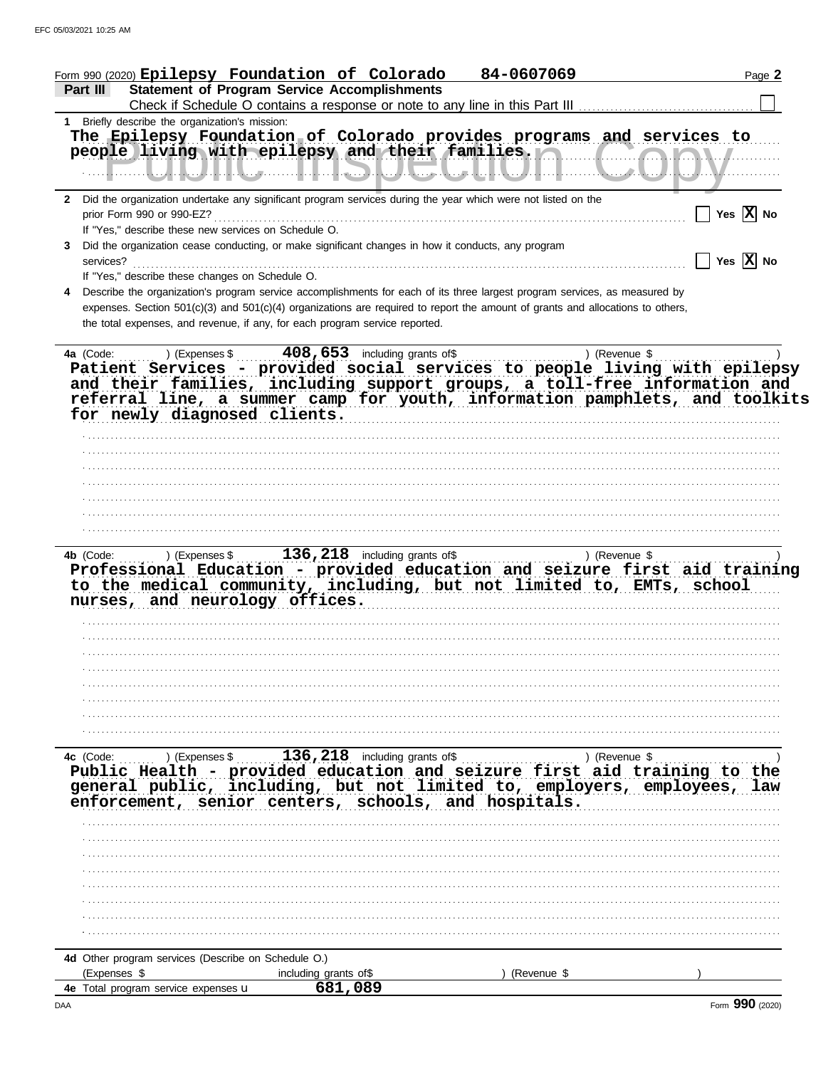Form 990 (2020) **Epilepsy Foundation of Colorado** **84-0607069** Page **2**

**Part III** **Statement of Program Service Accomplishments**

Check if Schedule O contains a response or note to any line in this Part III ☐

1 Briefly describe the organization's mission:

**The Epilepsy Foundation of Colorado provides programs and services to people living with epilepsy and their families.**

2 Did the organization undertake any significant program services during the year which were not listed on the prior Form 990 or 990-EZ? ☐ Yes ☒ No

If "Yes," describe these new services on Schedule O.

3 Did the organization cease conducting, or make significant changes in how it conducts, any program services? ☐ Yes ☒ No

If "Yes," describe these changes on Schedule O.

4 Describe the organization's program service accomplishments for each of its three largest program services, as measured by expenses. Section 501(c)(3) and 501(c)(4) organizations are required to report the amount of grants and allocations to others, the total expenses, and revenue, if any, for each program service reported.

**4a** (Code: ) (Expenses $ **408,653** including grants of$ ) (Revenue $ )

**Patient Services - provided social services to people living with epilepsy and their families, including support groups, a toll-free information and referral line, a summer camp for youth, information pamphlets, and toolkits for newly diagnosed clients.**

**4b** (Code: ) (Expenses $ **136,218** including grants of$ ) (Revenue $ )

**Professional Education - provided education and seizure first aid training to the medical community, including, but not limited to, EMTs, school nurses, and neurology offices.**

**4c** (Code: ) (Expenses $ **136,218** including grants of$ ) (Revenue $ )

**Public Health - provided education and seizure first aid training to the general public, including, but not limited to, employers, employees, law enforcement, senior centers, schools, and hospitals.**

**4d** Other program services (Describe on Schedule O.)

(Expenses $ including grants of$ ) (Revenue $ )

**4e** Total program service expenses **681,089**

Form **990** (2020)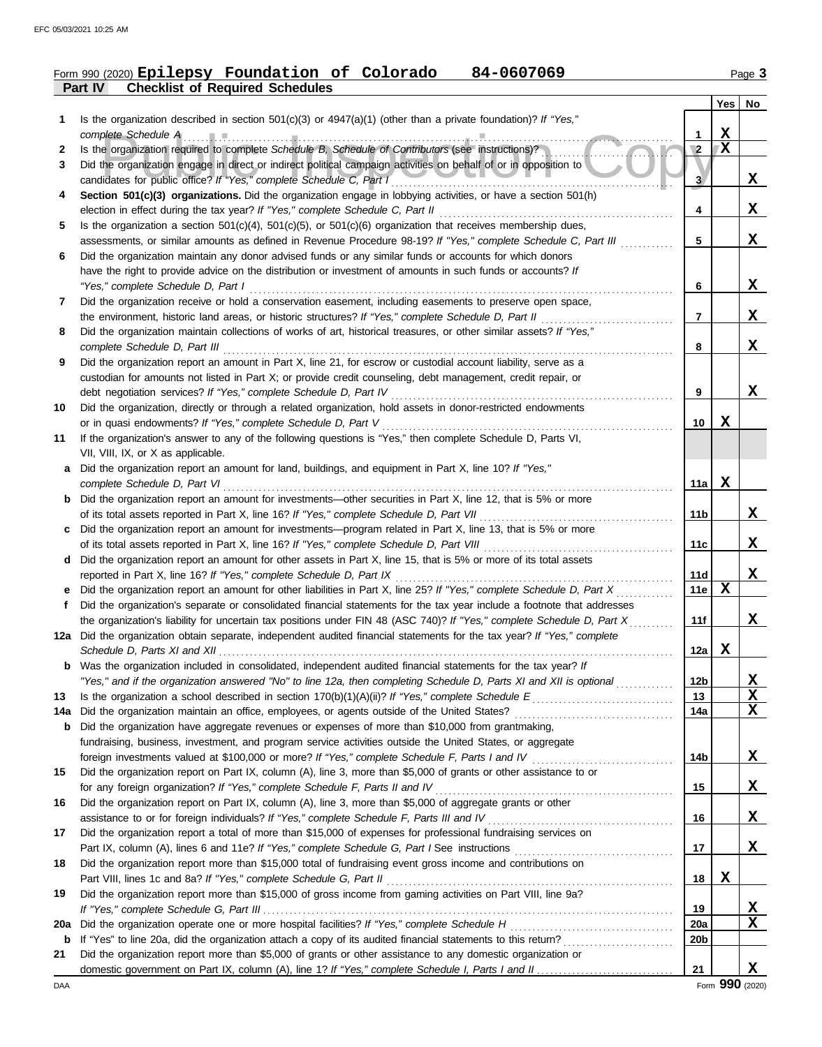Form 990 (2020) **Epilepsy Foundation of Colorado 84-0607069** Page **3**

## Part IV Checklist of Required Schedules

| | | | Yes | No |
|---|---|---|---|---|
| **1** | Is the organization described in section 501(c)(3) or 4947(a)(1) (other than a private foundation)? *If "Yes," complete Schedule A* | 1 | X | |
| **2** | Is the organization required to complete *Schedule B, Schedule of Contributors* (see instructions)? | 2 | X | |
| **3** | Did the organization engage in direct or indirect political campaign activities on behalf of or in opposition to candidates for public office? *If "Yes," complete Schedule C, Part I* | 3 | | X |
| **4** | **Section 501(c)(3) organizations.** Did the organization engage in lobbying activities, or have a section 501(h) election in effect during the tax year? *If "Yes," complete Schedule C, Part II* | 4 | | X |
| **5** | Is the organization a section 501(c)(4), 501(c)(5), or 501(c)(6) organization that receives membership dues, assessments, or similar amounts as defined in Revenue Procedure 98-19? *If "Yes," complete Schedule C, Part III* | 5 | | X |
| **6** | Did the organization maintain any donor advised funds or any similar funds or accounts for which donors have the right to provide advice on the distribution or investment of amounts in such funds or accounts? *If "Yes," complete Schedule D, Part I* | 6 | | X |
| **7** | Did the organization receive or hold a conservation easement, including easements to preserve open space, the environment, historic land areas, or historic structures? *If "Yes," complete Schedule D, Part II* | 7 | | X |
| **8** | Did the organization maintain collections of works of art, historical treasures, or other similar assets? *If "Yes," complete Schedule D, Part III* | 8 | | X |
| **9** | Did the organization report an amount in Part X, line 21, for escrow or custodial account liability, serve as a custodian for amounts not listed in Part X; or provide credit counseling, debt management, credit repair, or debt negotiation services? *If "Yes," complete Schedule D, Part IV* | 9 | | X |
| **10** | Did the organization, directly or through a related organization, hold assets in donor-restricted endowments or in quasi endowments? *If "Yes," complete Schedule D, Part V* | 10 | X | |
| **11** | If the organization's answer to any of the following questions is "Yes," then complete Schedule D, Parts VI, VII, VIII, IX, or X as applicable. | | | |
| **a** | Did the organization report an amount for land, buildings, and equipment in Part X, line 10? *If "Yes," complete Schedule D, Part VI* | 11a | X | |
| **b** | Did the organization report an amount for investments—other securities in Part X, line 12, that is 5% or more of its total assets reported in Part X, line 16? *If "Yes," complete Schedule D, Part VII* | 11b | | X |
| **c** | Did the organization report an amount for investments—program related in Part X, line 13, that is 5% or more of its total assets reported in Part X, line 16? *If "Yes," complete Schedule D, Part VIII* | 11c | | X |
| **d** | Did the organization report an amount for other assets in Part X, line 15, that is 5% or more of its total assets reported in Part X, line 16? *If "Yes," complete Schedule D, Part IX* | 11d | | X |
| **e** | Did the organization report an amount for other liabilities in Part X, line 25? *If "Yes," complete Schedule D, Part X* | 11e | X | |
| **f** | Did the organization's separate or consolidated financial statements for the tax year include a footnote that addresses the organization's liability for uncertain tax positions under FIN 48 (ASC 740)? *If "Yes," complete Schedule D, Part X* | 11f | | X |
| **12a** | Did the organization obtain separate, independent audited financial statements for the tax year? *If "Yes," complete Schedule D, Parts XI and XII* | 12a | X | |
| **b** | Was the organization included in consolidated, independent audited financial statements for the tax year? *If "Yes," and if the organization answered "No" to line 12a, then completing Schedule D, Parts XI and XII is optional* | 12b | | X |
| **13** | Is the organization a school described in section 170(b)(1)(A)(ii)? *If "Yes," complete Schedule E* | 13 | | X |
| **14a** | Did the organization maintain an office, employees, or agents outside of the United States? | 14a | | X |
| **b** | Did the organization have aggregate revenues or expenses of more than $10,000 from grantmaking, fundraising, business, investment, and program service activities outside the United States, or aggregate foreign investments valued at $100,000 or more? *If "Yes," complete Schedule F, Parts I and IV* | 14b | | X |
| **15** | Did the organization report on Part IX, column (A), line 3, more than $5,000 of grants or other assistance to or for any foreign organization? *If "Yes," complete Schedule F, Parts II and IV* | 15 | | X |
| **16** | Did the organization report on Part IX, column (A), line 3, more than $5,000 of aggregate grants or other assistance to or for foreign individuals? *If "Yes," complete Schedule F, Parts III and IV* | 16 | | X |
| **17** | Did the organization report a total of more than $15,000 of expenses for professional fundraising services on Part IX, column (A), lines 6 and 11e? *If "Yes," complete Schedule G, Part I* See instructions | 17 | | X |
| **18** | Did the organization report more than $15,000 total of fundraising event gross income and contributions on Part VIII, lines 1c and 8a? *If "Yes," complete Schedule G, Part II* | 18 | X | |
| **19** | Did the organization report more than $15,000 of gross income from gaming activities on Part VIII, line 9a? *If "Yes," complete Schedule G, Part III* | 19 | | X |
| **20a** | Did the organization operate one or more hospital facilities? *If "Yes," complete Schedule H* | 20a | | X |
| **b** | If "Yes" to line 20a, did the organization attach a copy of its audited financial statements to this return? | 20b | | |
| **21** | Did the organization report more than $5,000 of grants or other assistance to any domestic organization or domestic government on Part IX, column (A), line 1? *If "Yes," complete Schedule I, Parts I and II* | 21 | | X |

Form **990** (2020)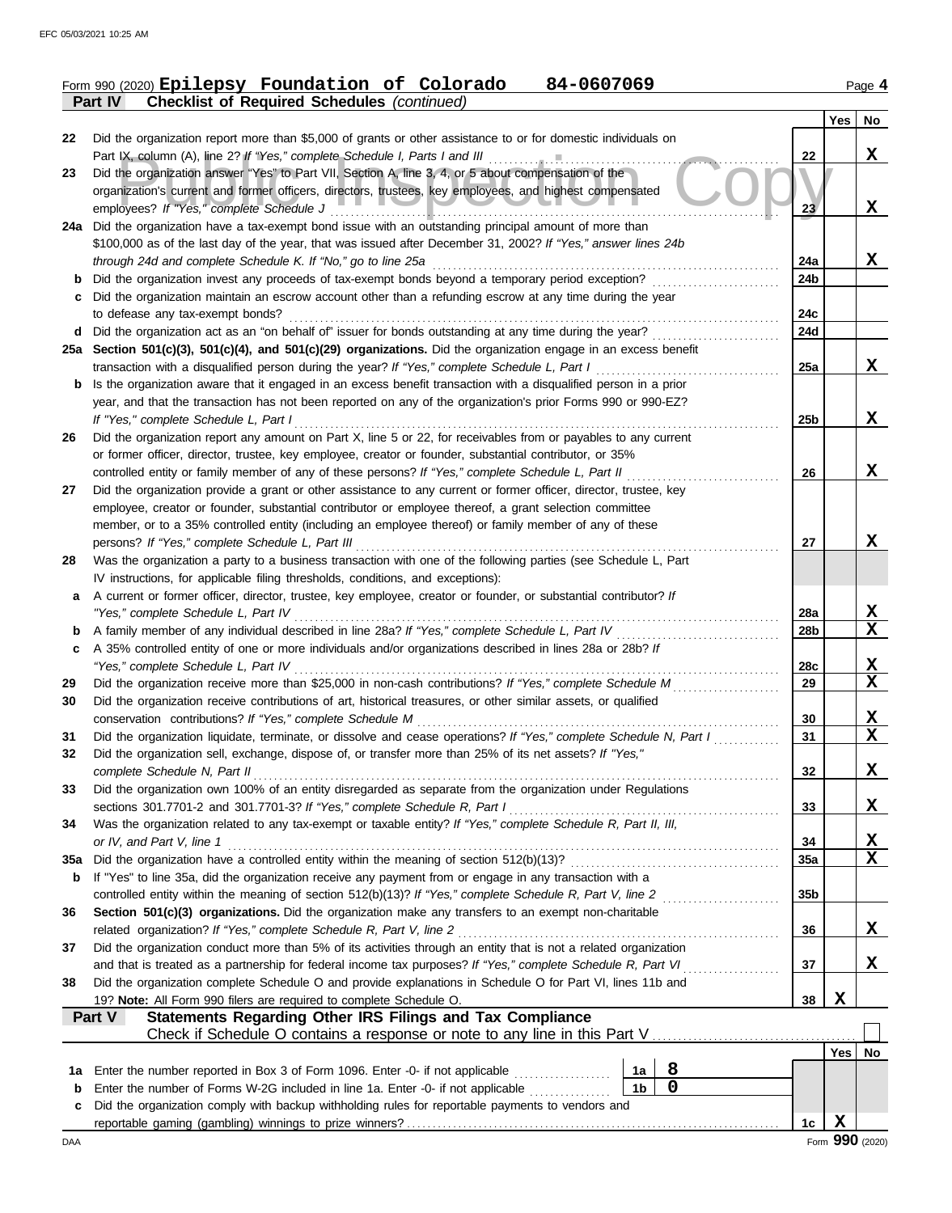EFC 05/03/2021 10:25 AM

Form 990 (2020) **Epilepsy Foundation of Colorado 84-0607069** Page 4

**Part IV Checklist of Required Schedules** *(continued)*

| | | | Yes | No |
|---|---|---|---|---|
| 22 | Did the organization report more than $5,000 of grants or other assistance to or for domestic individuals on Part IX, column (A), line 2? *If "Yes," complete Schedule I, Parts I and III* | 22 | | X |
| 23 | Did the organization answer "Yes" to Part VII, Section A, line 3, 4, or 5 about compensation of the organization's current and former officers, directors, trustees, key employees, and highest compensated employees? *If "Yes," complete Schedule J* | 23 | | X |
| 24a | Did the organization have a tax-exempt bond issue with an outstanding principal amount of more than $100,000 as of the last day of the year, that was issued after December 31, 2002? *If "Yes," answer lines 24b through 24d and complete Schedule K. If "No," go to line 25a* | 24a | | X |
| b | Did the organization invest any proceeds of tax-exempt bonds beyond a temporary period exception? | 24b | | |
| c | Did the organization maintain an escrow account other than a refunding escrow at any time during the year to defease any tax-exempt bonds? | 24c | | |
| d | Did the organization act as an "on behalf of" issuer for bonds outstanding at any time during the year? | 24d | | |
| 25a | **Section 501(c)(3), 501(c)(4), and 501(c)(29) organizations.** Did the organization engage in an excess benefit transaction with a disqualified person during the year? *If "Yes," complete Schedule L, Part I* | 25a | | X |
| b | Is the organization aware that it engaged in an excess benefit transaction with a disqualified person in a prior year, and that the transaction has not been reported on any of the organization's prior Forms 990 or 990-EZ? *If "Yes," complete Schedule L, Part I* | 25b | | X |
| 26 | Did the organization report any amount on Part X, line 5 or 22, for receivables from or payables to any current or former officer, director, trustee, key employee, creator or founder, substantial contributor, or 35% controlled entity or family member of any of these persons? *If "Yes," complete Schedule L, Part II* | 26 | | X |
| 27 | Did the organization provide a grant or other assistance to any current or former officer, director, trustee, key employee, creator or founder, substantial contributor or employee thereof, a grant selection committee member, or to a 35% controlled entity (including an employee thereof) or family member of any of these persons? *If "Yes," complete Schedule L, Part III* | 27 | | X |
| 28 | Was the organization a party to a business transaction with one of the following parties (see Schedule L, Part IV instructions, for applicable filing thresholds, conditions, and exceptions): | | | |
| a | A current or former officer, director, trustee, key employee, creator or founder, or substantial contributor? *If "Yes," complete Schedule L, Part IV* | 28a | | X |
| b | A family member of any individual described in line 28a? *If "Yes," complete Schedule L, Part IV* | 28b | | X |
| c | A 35% controlled entity of one or more individuals and/or organizations described in lines 28a or 28b? *If "Yes," complete Schedule L, Part IV* | 28c | | X |
| 29 | Did the organization receive more than $25,000 in non-cash contributions? *If "Yes," complete Schedule M* | 29 | | X |
| 30 | Did the organization receive contributions of art, historical treasures, or other similar assets, or qualified conservation contributions? *If "Yes," complete Schedule M* | 30 | | X |
| 31 | Did the organization liquidate, terminate, or dissolve and cease operations? *If "Yes," complete Schedule N, Part I* | 31 | | X |
| 32 | Did the organization sell, exchange, dispose of, or transfer more than 25% of its net assets? *If "Yes," complete Schedule N, Part II* | 32 | | X |
| 33 | Did the organization own 100% of an entity disregarded as separate from the organization under Regulations sections 301.7701-2 and 301.7701-3? *If "Yes," complete Schedule R, Part I* | 33 | | X |
| 34 | Was the organization related to any tax-exempt or taxable entity? *If "Yes," complete Schedule R, Part II, III, or IV, and Part V, line 1* | 34 | | X |
| 35a | Did the organization have a controlled entity within the meaning of section 512(b)(13)? | 35a | | X |
| b | If "Yes" to line 35a, did the organization receive any payment from or engage in any transaction with a controlled entity within the meaning of section 512(b)(13)? *If "Yes," complete Schedule R, Part V, line 2* | 35b | | |
| 36 | **Section 501(c)(3) organizations.** Did the organization make any transfers to an exempt non-charitable related organization? *If "Yes," complete Schedule R, Part V, line 2* | 36 | | X |
| 37 | Did the organization conduct more than 5% of its activities through an entity that is not a related organization and that is treated as a partnership for federal income tax purposes? *If "Yes," complete Schedule R, Part VI* | 37 | | X |
| 38 | Did the organization complete Schedule O and provide explanations in Schedule O for Part VI, lines 11b and 19? **Note:** All Form 990 filers are required to complete Schedule O. | 38 | X | |

**Part V Statements Regarding Other IRS Filings and Tax Compliance**

Check if Schedule O contains a response or note to any line in this Part V ☐

| | | | | | Yes | No |
|---|---|---|---|---|---|---|
| 1a | Enter the number reported in Box 3 of Form 1096. Enter -0- if not applicable | 1a | 8 | | | |
| b | Enter the number of Forms W-2G included in line 1a. Enter -0- if not applicable | 1b | 0 | | | |
| c | Did the organization comply with backup withholding rules for reportable payments to vendors and reportable gaming (gambling) winnings to prize winners? | | | 1c | X | |

DAA Form **990** (2020)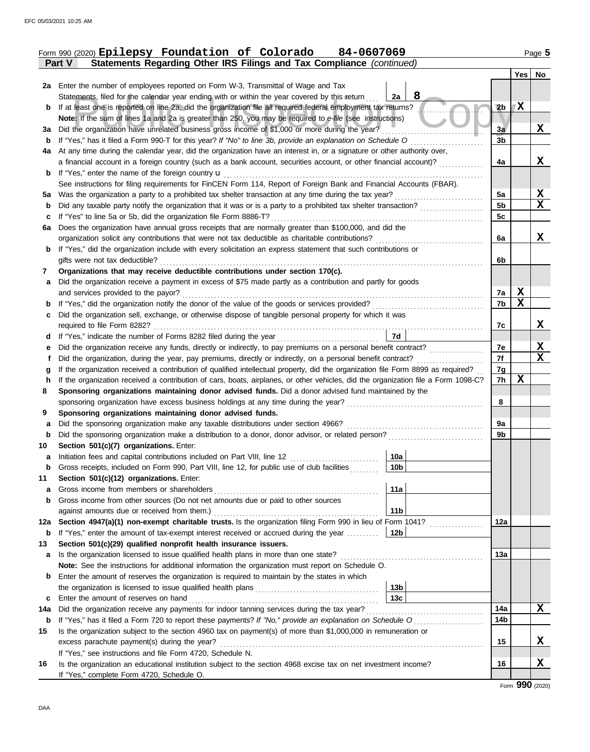Form 990 (2020) **Epilepsy Foundation of Colorado 84-0607069** Page 5

## Part V Statements Regarding Other IRS Filings and Tax Compliance *(continued)*

| | | | | Yes | No |
|---|---|---|---|---|---|
| **2a** | Enter the number of employees reported on Form W-3, Transmittal of Wage and Tax Statements, filed for the calendar year ending with or within the year covered by this return | 2a 8 | | | |
| **b** | If at least one is reported on line 2a, did the organization file all required federal employment tax returns? | | 2b | X | |
| | **Note:** If the sum of lines 1a and 2a is greater than 250, you may be required to *e-file* (see instructions) | | | | |
| **3a** | Did the organization have unrelated business gross income of $1,000 or more during the year? | | 3a | | X |
| **b** | If "Yes," has it filed a Form 990-T for this year? *If "No" to line 3b, provide an explanation on Schedule O* | | 3b | | |
| **4a** | At any time during the calendar year, did the organization have an interest in, or a signature or other authority over, a financial account in a foreign country (such as a bank account, securities account, or other financial account)? | | 4a | | X |
| **b** | If "Yes," enter the name of the foreign country u | | | | |
| | See instructions for filing requirements for FinCEN Form 114, Report of Foreign Bank and Financial Accounts (FBAR). | | | | |
| **5a** | Was the organization a party to a prohibited tax shelter transaction at any time during the tax year? | | 5a | | X |
| **b** | Did any taxable party notify the organization that it was or is a party to a prohibited tax shelter transaction? | | 5b | | X |
| **c** | If "Yes" to line 5a or 5b, did the organization file Form 8886-T? | | 5c | | |
| **6a** | Does the organization have annual gross receipts that are normally greater than $100,000, and did the organization solicit any contributions that were not tax deductible as charitable contributions? | | 6a | | X |
| **b** | If "Yes," did the organization include with every solicitation an express statement that such contributions or gifts were not tax deductible? | | 6b | | |
| **7** | **Organizations that may receive deductible contributions under section 170(c).** | | | | |
| **a** | Did the organization receive a payment in excess of $75 made partly as a contribution and partly for goods and services provided to the payor? | | 7a | X | |
| **b** | If "Yes," did the organization notify the donor of the value of the goods or services provided? | | 7b | X | |
| **c** | Did the organization sell, exchange, or otherwise dispose of tangible personal property for which it was required to file Form 8282? | | 7c | | X |
| **d** | If "Yes," indicate the number of Forms 8282 filed during the year | 7d | | | |
| **e** | Did the organization receive any funds, directly or indirectly, to pay premiums on a personal benefit contract? | | 7e | | X |
| **f** | Did the organization, during the year, pay premiums, directly or indirectly, on a personal benefit contract? | | 7f | | X |
| **g** | If the organization received a contribution of qualified intellectual property, did the organization file Form 8899 as required? | | 7g | | |
| **h** | If the organization received a contribution of cars, boats, airplanes, or other vehicles, did the organization file a Form 1098-C? | | 7h | X | |
| **8** | **Sponsoring organizations maintaining donor advised funds.** Did a donor advised fund maintained by the sponsoring organization have excess business holdings at any time during the year? | | 8 | | |
| **9** | **Sponsoring organizations maintaining donor advised funds.** | | | | |
| **a** | Did the sponsoring organization make any taxable distributions under section 4966? | | 9a | | |
| **b** | Did the sponsoring organization make a distribution to a donor, donor advisor, or related person? | | 9b | | |
| **10** | **Section 501(c)(7) organizations.** Enter: | | | | |
| **a** | Initiation fees and capital contributions included on Part VIII, line 12 | 10a | | | |
| **b** | Gross receipts, included on Form 990, Part VIII, line 12, for public use of club facilities | 10b | | | |
| **11** | **Section 501(c)(12) organizations.** Enter: | | | | |
| **a** | Gross income from members or shareholders | 11a | | | |
| **b** | Gross income from other sources (Do not net amounts due or paid to other sources against amounts due or received from them.) | 11b | | | |
| **12a** | **Section 4947(a)(1) non-exempt charitable trusts.** Is the organization filing Form 990 in lieu of Form 1041? | | 12a | | |
| **b** | If "Yes," enter the amount of tax-exempt interest received or accrued during the year | 12b | | | |
| **13** | **Section 501(c)(29) qualified nonprofit health insurance issuers.** | | | | |
| **a** | Is the organization licensed to issue qualified health plans in more than one state? | | 13a | | |
| | **Note:** See the instructions for additional information the organization must report on Schedule O. | | | | |
| **b** | Enter the amount of reserves the organization is required to maintain by the states in which the organization is licensed to issue qualified health plans | 13b | | | |
| **c** | Enter the amount of reserves on hand | 13c | | | |
| **14a** | Did the organization receive any payments for indoor tanning services during the tax year? | | 14a | | X |
| **b** | If "Yes," has it filed a Form 720 to report these payments? *If "No," provide an explanation on Schedule O* | | 14b | | |
| **15** | Is the organization subject to the section 4960 tax on payment(s) of more than $1,000,000 in remuneration or excess parachute payment(s) during the year? | | 15 | | X |
| | If "Yes," see instructions and file Form 4720, Schedule N. | | | | |
| **16** | Is the organization an educational institution subject to the section 4968 excise tax on net investment income? | | 16 | | X |
| | If "Yes," complete Form 4720, Schedule O. | | | | |

Form **990** (2020)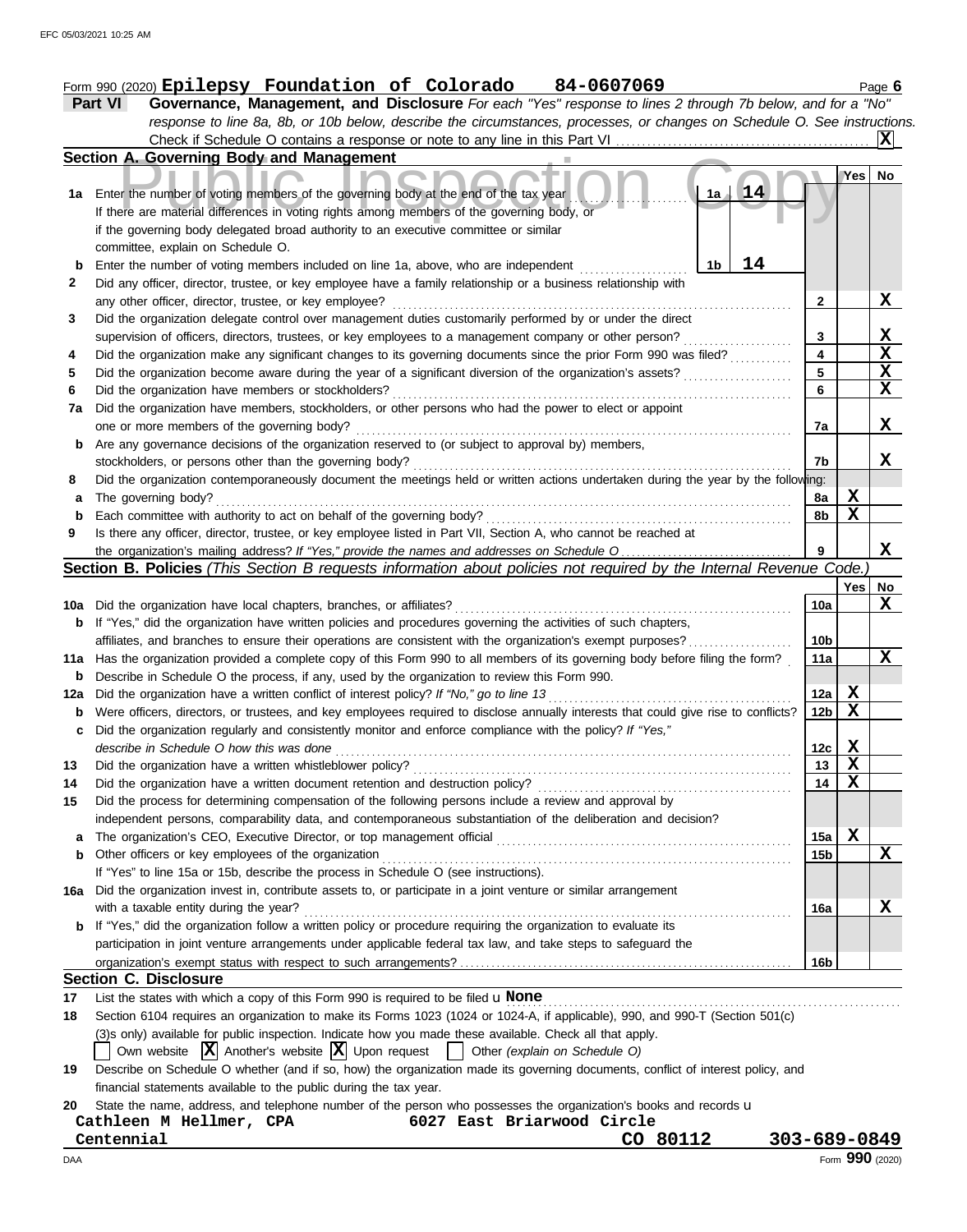Form 990 (2020) **Epilepsy Foundation of Colorado 84-0607069**

**Part VI Governance, Management, and Disclosure** *For each "Yes" response to lines 2 through 7b below, and for a "No" response to line 8a, 8b, or 10b below, describe the circumstances, processes, or changes on Schedule O. See instructions.*

Check if Schedule O contains a response or note to any line in this Part VI ... **X**

**Section A. Governing Body and Management**

| | | | Yes | No |
|---|---|---|---|---|
| **1a** | Enter the number of voting members of the governing body at the end of the tax year ... **1a** 14. If there are material differences in voting rights among members of the governing body, or if the governing body delegated broad authority to an executive committee or similar committee, explain on Schedule O. | | | |
| **b** | Enter the number of voting members included on line 1a, above, who are independent ... **1b** 14 | | | |
| **2** | Did any officer, director, trustee, or key employee have a family relationship or a business relationship with any other officer, director, trustee, or key employee? | 2 | | X |
| **3** | Did the organization delegate control over management duties customarily performed by or under the direct supervision of officers, directors, trustees, or key employees to a management company or other person? | 3 | | X |
| **4** | Did the organization make any significant changes to its governing documents since the prior Form 990 was filed? | 4 | | X |
| **5** | Did the organization become aware during the year of a significant diversion of the organization's assets? | 5 | | X |
| **6** | Did the organization have members or stockholders? | 6 | | X |
| **7a** | Did the organization have members, stockholders, or other persons who had the power to elect or appoint one or more members of the governing body? | 7a | | X |
| **b** | Are any governance decisions of the organization reserved to (or subject to approval by) members, stockholders, or persons other than the governing body? | 7b | | X |
| **8** | Did the organization contemporaneously document the meetings held or written actions undertaken during the year by the following: | | | |
| **a** | The governing body? | 8a | X | |
| **b** | Each committee with authority to act on behalf of the governing body? | 8b | X | |
| **9** | Is there any officer, director, trustee, or key employee listed in Part VII, Section A, who cannot be reached at the organization's mailing address? *If "Yes," provide the names and addresses on Schedule O* | 9 | | X |

**Section B. Policies** *(This Section B requests information about policies not required by the Internal Revenue Code.)*

| | | | Yes | No |
|---|---|---|---|---|
| **10a** | Did the organization have local chapters, branches, or affiliates? | 10a | | X |
| **b** | If "Yes," did the organization have written policies and procedures governing the activities of such chapters, affiliates, and branches to ensure their operations are consistent with the organization's exempt purposes? | 10b | | |
| **11a** | Has the organization provided a complete copy of this Form 990 to all members of its governing body before filing the form? | 11a | | X |
| **b** | Describe in Schedule O the process, if any, used by the organization to review this Form 990. | | | |
| **12a** | Did the organization have a written conflict of interest policy? *If "No," go to line 13* | 12a | X | |
| **b** | Were officers, directors, or trustees, and key employees required to disclose annually interests that could give rise to conflicts? | 12b | X | |
| **c** | Did the organization regularly and consistently monitor and enforce compliance with the policy? *If "Yes," describe in Schedule O how this was done* | 12c | X | |
| **13** | Did the organization have a written whistleblower policy? | 13 | X | |
| **14** | Did the organization have a written document retention and destruction policy? | 14 | X | |
| **15** | Did the process for determining compensation of the following persons include a review and approval by independent persons, comparability data, and contemporaneous substantiation of the deliberation and decision? | | | |
| **a** | The organization's CEO, Executive Director, or top management official | 15a | X | |
| **b** | Other officers or key employees of the organization | 15b | | X |
| | If "Yes" to line 15a or 15b, describe the process in Schedule O (see instructions). | | | |
| **16a** | Did the organization invest in, contribute assets to, or participate in a joint venture or similar arrangement with a taxable entity during the year? | 16a | | X |
| **b** | If "Yes," did the organization follow a written policy or procedure requiring the organization to evaluate its participation in joint venture arrangements under applicable federal tax law, and take steps to safeguard the organization's exempt status with respect to such arrangements? | 16b | | |

**Section C. Disclosure**

**17** List the states with which a copy of this Form 990 is required to be filed u **None**

**18** Section 6104 requires an organization to make its Forms 1023 (1024 or 1024-A, if applicable), 990, and 990-T (Section 501(c) (3)s only) available for public inspection. Indicate how you made these available. Check all that apply.

☐ Own website ☒ Another's website ☒ Upon request ☐ Other *(explain on Schedule O)*

**19** Describe on Schedule O whether (and if so, how) the organization made its governing documents, conflict of interest policy, and financial statements available to the public during the tax year.

**20** State the name, address, and telephone number of the person who possesses the organization's books and records u

**Cathleen M Hellmer, CPA 6027 East Briarwood Circle**
**Centennial CO 80112 303-689-0849**

Form **990** (2020)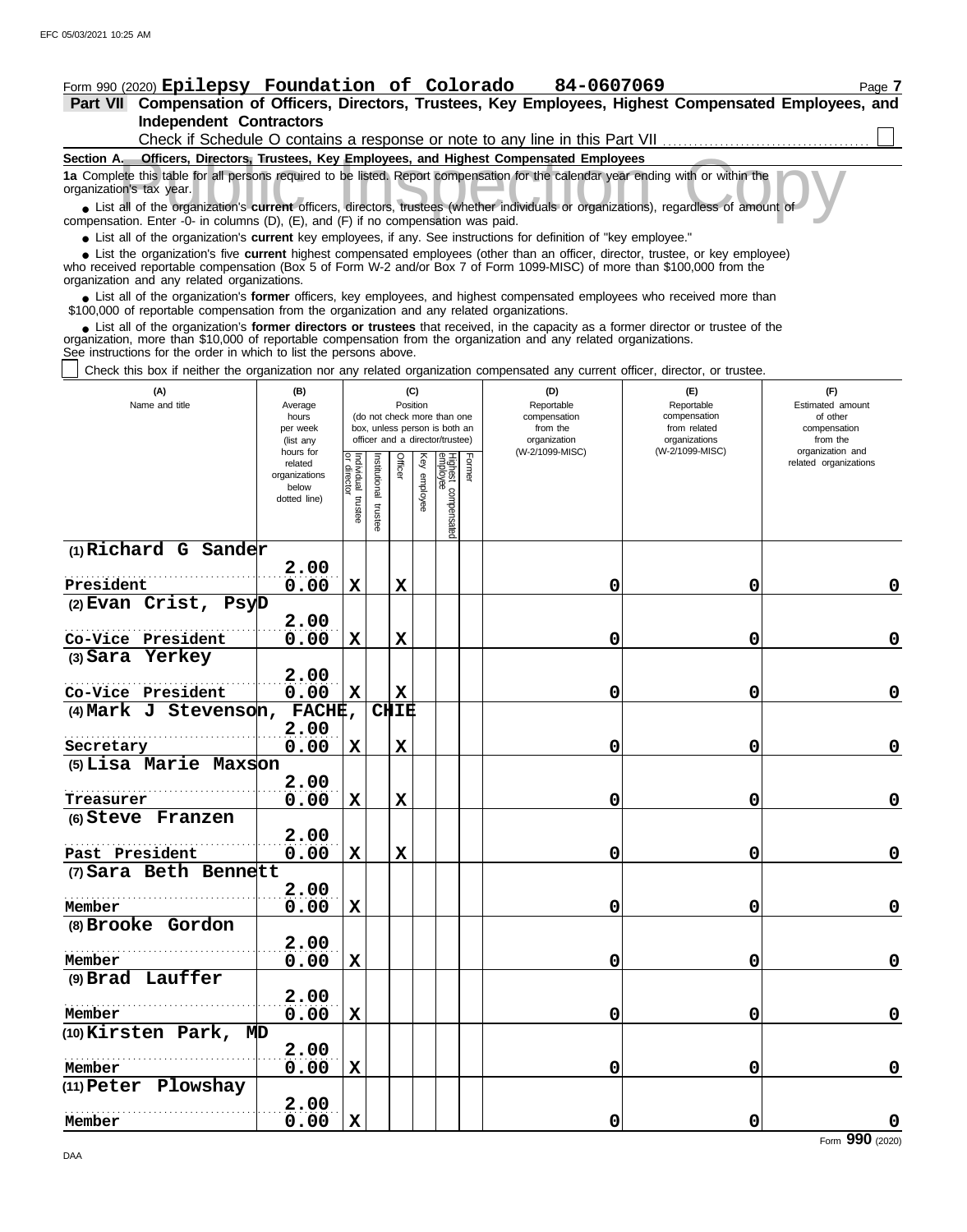Form 990 (2020) **Epilepsy Foundation of Colorado** **84-0607069** Page **7**

## Part VII Compensation of Officers, Directors, Trustees, Key Employees, Highest Compensated Employees, and Independent Contractors

Check if Schedule O contains a response or note to any line in this Part VII ☐

### Section A. Officers, Directors, Trustees, Key Employees, and Highest Compensated Employees

**1a** Complete this table for all persons required to be listed. Report compensation for the calendar year ending with or within the organization's tax year.

- List all of the organization's **current** officers, directors, trustees (whether individuals or organizations), regardless of amount of compensation. Enter -0- in columns (D), (E), and (F) if no compensation was paid.
- List all of the organization's **current** key employees, if any. See instructions for definition of "key employee."
- List the organization's five **current** highest compensated employees (other than an officer, director, trustee, or key employee) who received reportable compensation (Box 5 of Form W-2 and/or Box 7 of Form 1099-MISC) of more than $100,000 from the organization and any related organizations.
- List all of the organization's **former** officers, key employees, and highest compensated employees who received more than $100,000 of reportable compensation from the organization and any related organizations.
- List all of the organization's **former directors or trustees** that received, in the capacity as a former director or trustee of the organization, more than $10,000 of reportable compensation from the organization and any related organizations.

See instructions for the order in which to list the persons above.

☐ Check this box if neither the organization nor any related organization compensated any current officer, director, or trustee.

| (A) Name and title | (B) Average hours per week (list any hours for related organizations below dotted line) | (C) Position (do not check more than one box, unless person is both an officer and a director/trustee) | | | | | | (D) Reportable compensation from the organization (W-2/1099-MISC) | (E) Reportable compensation from related organizations (W-2/1099-MISC) | (F) Estimated amount of other compensation from the organization and related organizations |
|---|---|---|---|---|---|---|---|---|---|---|
| | | Individual trustee or director | Institutional trustee | Officer | Key employee | Highest compensated employee | Former | | | |
| (1) Richard G Sander<br>President | 2.00<br>0.00 | X | | X | | | | 0 | 0 | 0 |
| (2) Evan Crist, PsyD<br>Co-Vice President | 2.00<br>0.00 | X | | X | | | | 0 | 0 | 0 |
| (3) Sara Yerkey<br>Co-Vice President | 2.00<br>0.00 | X | | X | | | | 0 | 0 | 0 |
| (4) Mark J Stevenson, FACHE, CHIE<br>Secretary | 2.00<br>0.00 | X | | X | | | | 0 | 0 | 0 |
| (5) Lisa Marie Maxson<br>Treasurer | 2.00<br>0.00 | X | | X | | | | 0 | 0 | 0 |
| (6) Steve Franzen<br>Past President | 2.00<br>0.00 | X | | X | | | | 0 | 0 | 0 |
| (7) Sara Beth Bennett<br>Member | 2.00<br>0.00 | X | | | | | | 0 | 0 | 0 |
| (8) Brooke Gordon<br>Member | 2.00<br>0.00 | X | | | | | | 0 | 0 | 0 |
| (9) Brad Lauffer<br>Member | 2.00<br>0.00 | X | | | | | | 0 | 0 | 0 |
| (10) Kirsten Park, MD<br>Member | 2.00<br>0.00 | X | | | | | | 0 | 0 | 0 |
| (11) Peter Plowshay<br>Member | 2.00<br>0.00 | X | | | | | | 0 | 0 | 0 |

Form **990** (2020)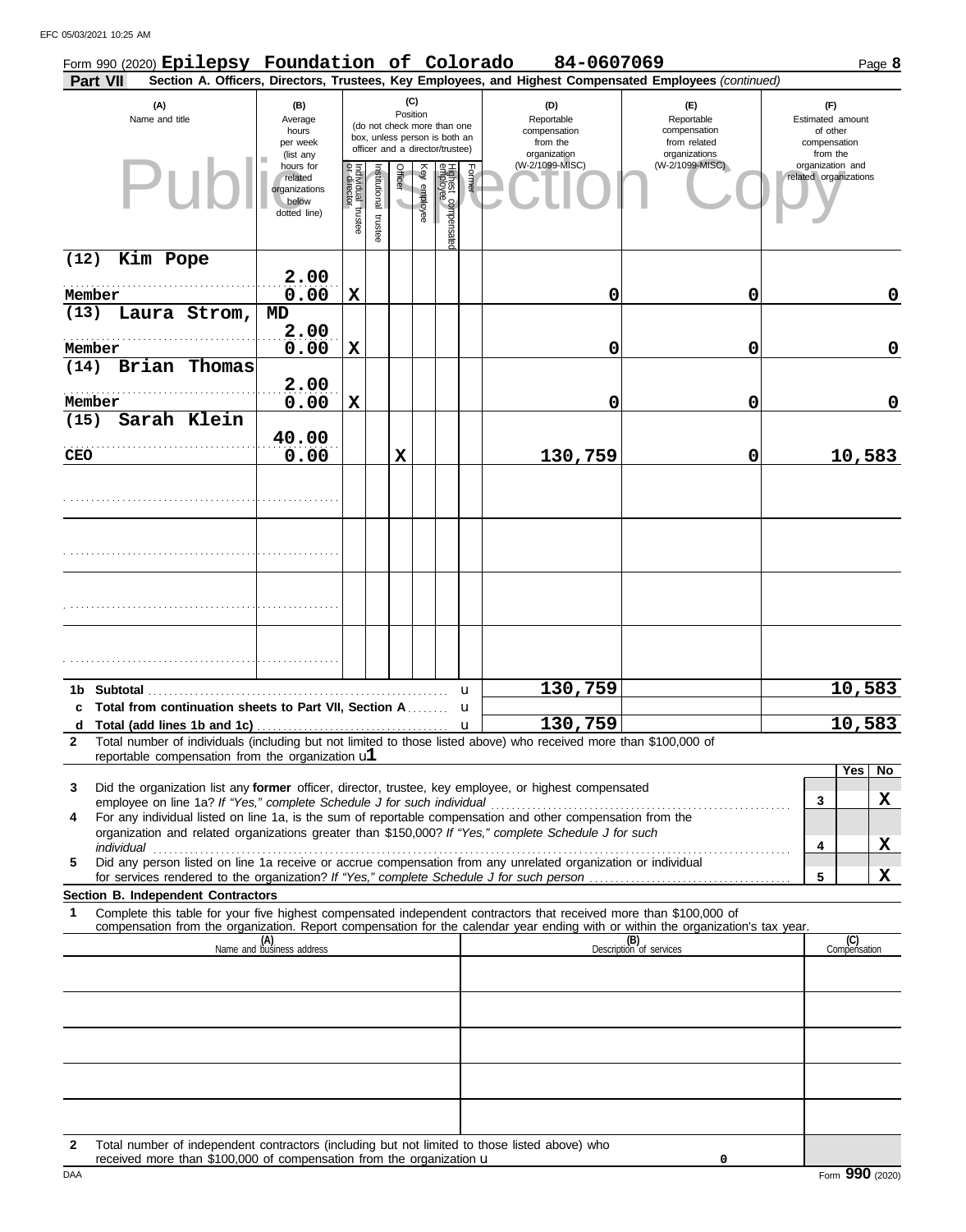Form 990 (2020) **Epilepsy Foundation of Colorado** 84-0607069

**Part VII** Section A. Officers, Directors, Trustees, Key Employees, and Highest Compensated Employees *(continued)*

| (A) Name and title | (B) Average hours per week (list any hours for related organizations below dotted line) | (C) Position: Individual trustee or director | Institutional trustee | Officer | Key employee | Highest compensated employee | Former | (D) Reportable compensation from the organization (W-2/1099-MISC) | (E) Reportable compensation from related organizations (W-2/1099-MISC) | (F) Estimated amount of other compensation from the organization and related organizations |
|---|---|---|---|---|---|---|---|---|---|---|
| (12) Kim Pope<br>Member | 2.00<br>0.00 | X | | | | | | 0 | 0 | 0 |
| (13) Laura Strom, MD<br>Member | 2.00<br>0.00 | X | | | | | | 0 | 0 | 0 |
| (14) Brian Thomas<br>Member | 2.00<br>0.00 | X | | | | | | 0 | 0 | 0 |
| (15) Sarah Klein<br>CEO | 40.00<br>0.00 | | | X | | | | 130,759 | 0 | 10,583 |
| | | | | | | | | | | |
| | | | | | | | | | | |
| | | | | | | | | | | |
| | | | | | | | | | | |

| | | (D) | (E) | (F) |
|---|---|---|---|---|
| 1b | Subtotal | 130,759 | | 10,583 |
| c | Total from continuation sheets to Part VII, Section A | | | |
| d | Total (add lines 1b and 1c) | 130,759 | | 10,583 |

**2** Total number of individuals (including but not limited to those listed above) who received more than $100,000 of reportable compensation from the organization 1

| | | | Yes | No |
|---|---|---|---|---|
| 3 | Did the organization list any **former** officer, director, trustee, key employee, or highest compensated employee on line 1a? *If "Yes," complete Schedule J for such individual* | 3 | | X |
| 4 | For any individual listed on line 1a, is the sum of reportable compensation and other compensation from the organization and related organizations greater than $150,000? *If "Yes," complete Schedule J for such individual* | 4 | | X |
| 5 | Did any person listed on line 1a receive or accrue compensation from any unrelated organization or individual for services rendered to the organization? *If "Yes," complete Schedule J for such person* | 5 | | X |

**Section B. Independent Contractors**

**1** Complete this table for your five highest compensated independent contractors that received more than $100,000 of compensation from the organization. Report compensation for the calendar year ending with or within the organization's tax year.

| (A) Name and business address | (B) Description of services | (C) Compensation |
|---|---|---|
| | | |
| | | |
| | | |
| | | |
| | | |

**2** Total number of independent contractors (including but not limited to those listed above) who received more than $100,000 of compensation from the organization 0

Form **990** (2020)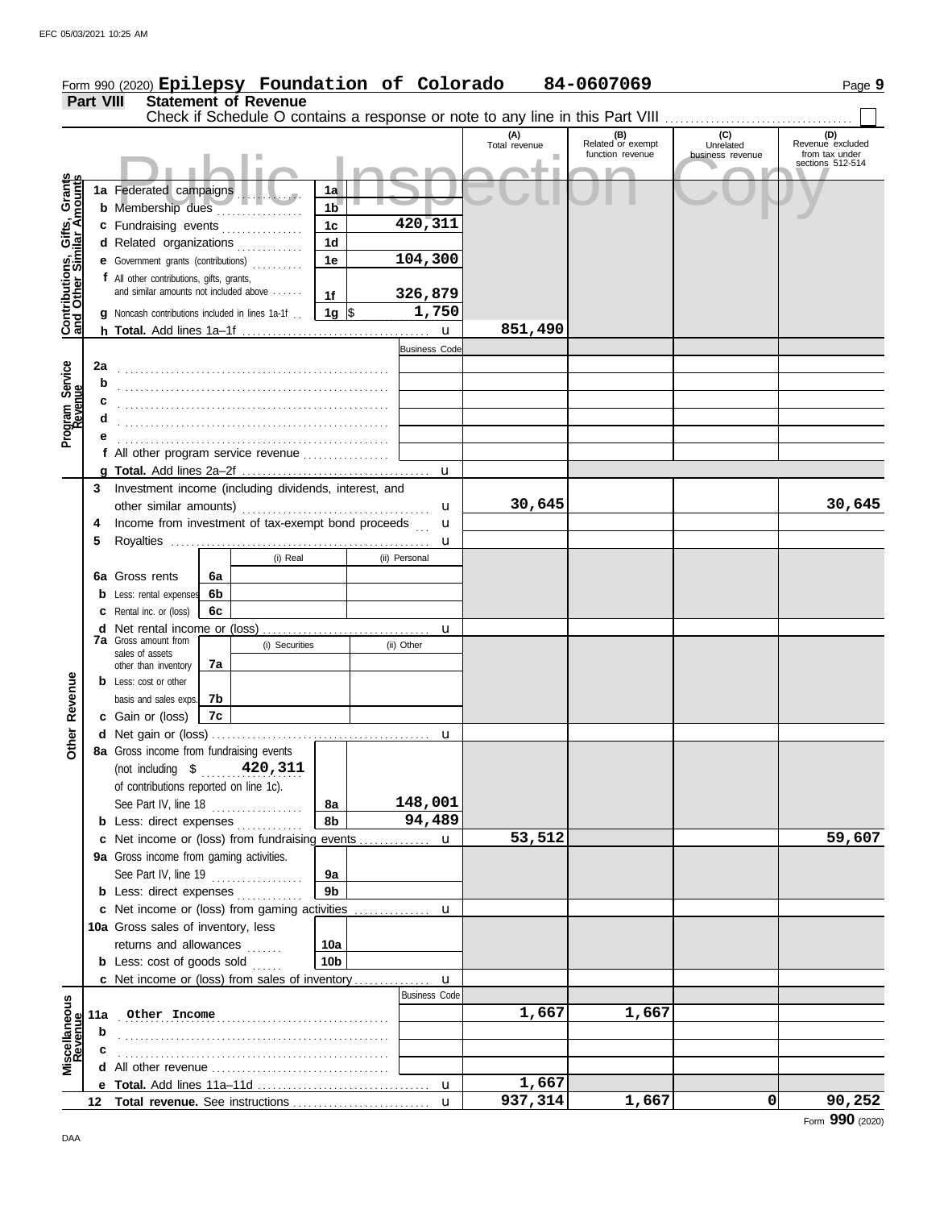EFC 05/03/2021 10:25 AM

Form 990 (2020) **Epilepsy Foundation of Colorado 84-0607069** Page **9**

**Part VIII Statement of Revenue**

Check if Schedule O contains a response or note to any line in this Part VIII ☐

Public Inspection Copy

| | | | | (A) Total revenue | (B) Related or exempt function revenue | (C) Unrelated business revenue | (D) Revenue excluded from tax under sections 512-514 |
|---|---|---|---|---|---|---|---|
| **Contributions, Gifts, Grants and Other Similar Amounts** | 1a Federated campaigns | 1a | | | | | |
| | b Membership dues | 1b | | | | | |
| | c Fundraising events | 1c | 420,311 | | | | |
| | d Related organizations | 1d | | | | | |
| | e Government grants (contributions) | 1e | 104,300 | | | | |
| | f All other contributions, gifts, grants, and similar amounts not included above | 1f | 326,879 | | | | |
| | g Noncash contributions included in lines 1a-1f | 1g | $ 1,750 | | | | |
| | h **Total.** Add lines 1a–1f | | u | 851,490 | | | |
| **Program Service Revenue** | | | Business Code | | | | |
| | 2a | | | | | | |
| | b | | | | | | |
| | c | | | | | | |
| | d | | | | | | |
| | e | | | | | | |
| | f All other program service revenue | | | | | | |
| | g **Total.** Add lines 2a–2f | | u | | | | |
| **Other Revenue** | 3 Investment income (including dividends, interest, and other similar amounts) | | u | 30,645 | | | 30,645 |
| | 4 Income from investment of tax-exempt bond proceeds | | u | | | | |
| | 5 Royalties | | u | | | | |
| | | (i) Real | (ii) Personal | | | | |
| | 6a Gross rents | 6a | | | | | |
| | b Less: rental expenses | 6b | | | | | |
| | c Rental inc. or (loss) | 6c | | | | | |
| | d Net rental income or (loss) | | u | | | | |
| | | (i) Securities | (ii) Other | | | | |
| | 7a Gross amount from sales of assets other than inventory | 7a | | | | | |
| | b Less: cost or other basis and sales exps. | 7b | | | | | |
| | c Gain or (loss) | 7c | | | | | |
| | d Net gain or (loss) | | u | | | | |
| | 8a Gross income from fundraising events (not including $ 420,311 of contributions reported on line 1c). See Part IV, line 18 | 8a | 148,001 | | | | |
| | b Less: direct expenses | 8b | 94,489 | | | | |
| | c Net income or (loss) from fundraising events | | u | 53,512 | | | 59,607 |
| | 9a Gross income from gaming activities. See Part IV, line 19 | 9a | | | | | |
| | b Less: direct expenses | 9b | | | | | |
| | c Net income or (loss) from gaming activities | | u | | | | |
| | 10a Gross sales of inventory, less returns and allowances | 10a | | | | | |
| | b Less: cost of goods sold | 10b | | | | | |
| | c Net income or (loss) from sales of inventory | | u | | | | |
| **Miscellaneous Revenue** | | | Business Code | | | | |
| | 11a Other Income | | | 1,667 | 1,667 | | |
| | b | | | | | | |
| | c | | | | | | |
| | d All other revenue | | | | | | |
| | e **Total.** Add lines 11a–11d | | u | 1,667 | | | |
| | 12 **Total revenue.** See instructions | | u | 937,314 | 1,667 | 0 | 90,252 |

DAA

Form **990** (2020)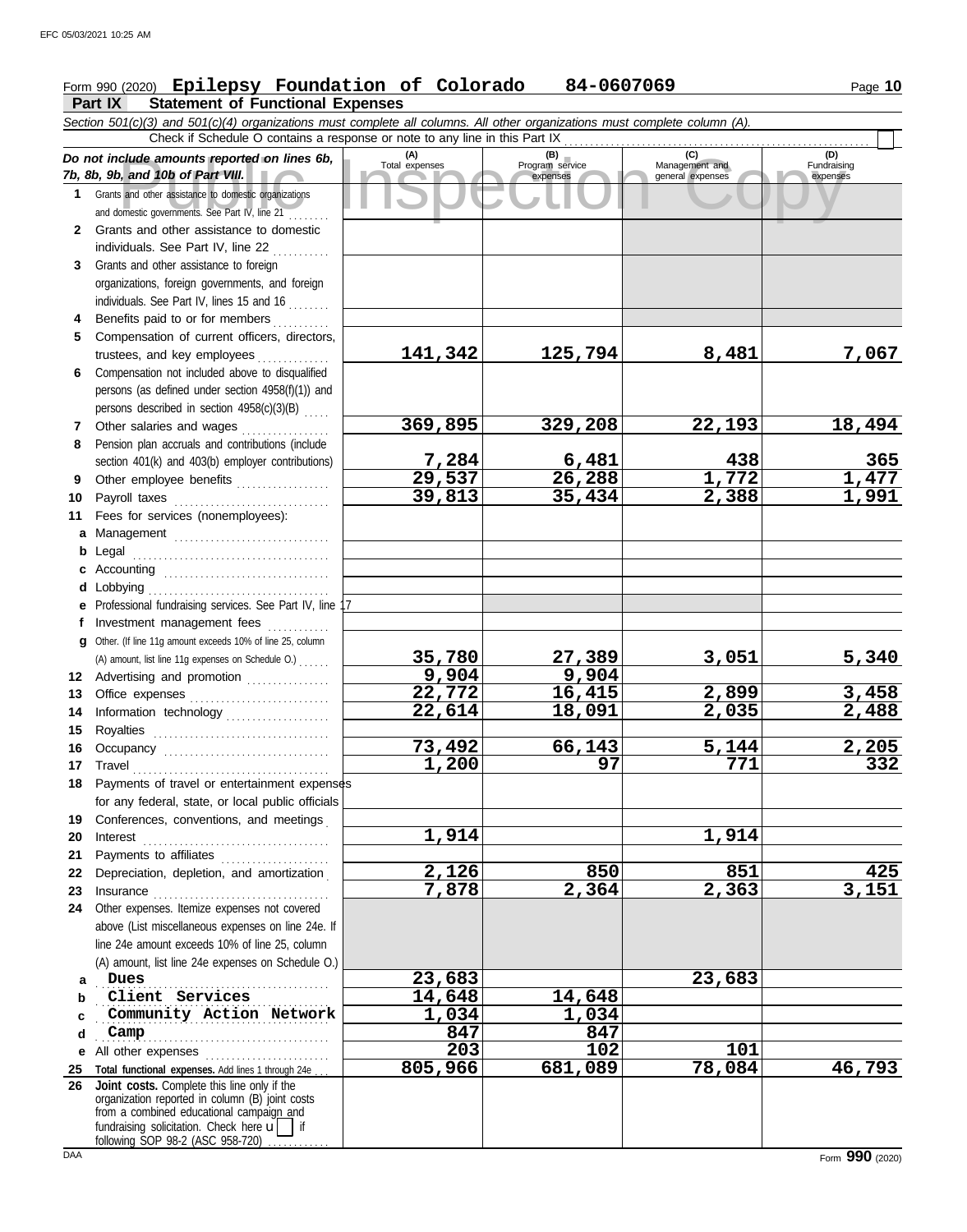Form 990 (2020) **Epilepsy Foundation of Colorado 84-0607069**

## Part IX Statement of Functional Expenses

*Section 501(c)(3) and 501(c)(4) organizations must complete all columns. All other organizations must complete column (A).*

Check if Schedule O contains a response or note to any line in this Part IX

| *Do not include amounts reported on lines 6b, 7b, 8b, 9b, and 10b of Part VIII.* | (A) Total expenses | (B) Program service expenses | (C) Management and general expenses | (D) Fundraising expenses |
|---|---|---|---|---|
| 1 Grants and other assistance to domestic organizations and domestic governments. See Part IV, line 21 | | | | |
| 2 Grants and other assistance to domestic individuals. See Part IV, line 22 | | | | |
| 3 Grants and other assistance to foreign organizations, foreign governments, and foreign individuals. See Part IV, lines 15 and 16 | | | | |
| 4 Benefits paid to or for members | | | | |
| 5 Compensation of current officers, directors, trustees, and key employees | 141,342 | 125,794 | 8,481 | 7,067 |
| 6 Compensation not included above to disqualified persons (as defined under section 4958(f)(1)) and persons described in section 4958(c)(3)(B) | | | | |
| 7 Other salaries and wages | 369,895 | 329,208 | 22,193 | 18,494 |
| 8 Pension plan accruals and contributions (include section 401(k) and 403(b) employer contributions) | 7,284 | 6,481 | 438 | 365 |
| 9 Other employee benefits | 29,537 | 26,288 | 1,772 | 1,477 |
| 10 Payroll taxes | 39,813 | 35,434 | 2,388 | 1,991 |
| 11 Fees for services (nonemployees): | | | | |
| a Management | | | | |
| b Legal | | | | |
| c Accounting | | | | |
| d Lobbying | | | | |
| e Professional fundraising services. See Part IV, line 17 | | | | |
| f Investment management fees | | | | |
| g Other. (If line 11g amount exceeds 10% of line 25, column (A) amount, list line 11g expenses on Schedule O.) | 35,780 | 27,389 | 3,051 | 5,340 |
| 12 Advertising and promotion | 9,904 | 9,904 | | |
| 13 Office expenses | 22,772 | 16,415 | 2,899 | 3,458 |
| 14 Information technology | 22,614 | 18,091 | 2,035 | 2,488 |
| 15 Royalties | | | | |
| 16 Occupancy | 73,492 | 66,143 | 5,144 | 2,205 |
| 17 Travel | 1,200 | 97 | 771 | 332 |
| 18 Payments of travel or entertainment expenses for any federal, state, or local public officials | | | | |
| 19 Conferences, conventions, and meetings | | | | |
| 20 Interest | 1,914 | | 1,914 | |
| 21 Payments to affiliates | | | | |
| 22 Depreciation, depletion, and amortization | 2,126 | 850 | 851 | 425 |
| 23 Insurance | 7,878 | 2,364 | 2,363 | 3,151 |
| 24 Other expenses. Itemize expenses not covered above (List miscellaneous expenses on line 24e. If line 24e amount exceeds 10% of line 25, column (A) amount, list line 24e expenses on Schedule O.) | | | | |
| a Dues | 23,683 | | 23,683 | |
| b Client Services | 14,648 | 14,648 | | |
| c Community Action Network | 1,034 | 1,034 | | |
| d Camp | 847 | 847 | | |
| e All other expenses | 203 | 102 | 101 | |
| 25 **Total functional expenses.** Add lines 1 through 24e | 805,966 | 681,089 | 78,084 | 46,793 |
| 26 **Joint costs.** Complete this line only if the organization reported in column (B) joint costs from a combined educational campaign and fundraising solicitation. Check here ☐ if following SOP 98-2 (ASC 958-720) | | | | |

Form **990** (2020)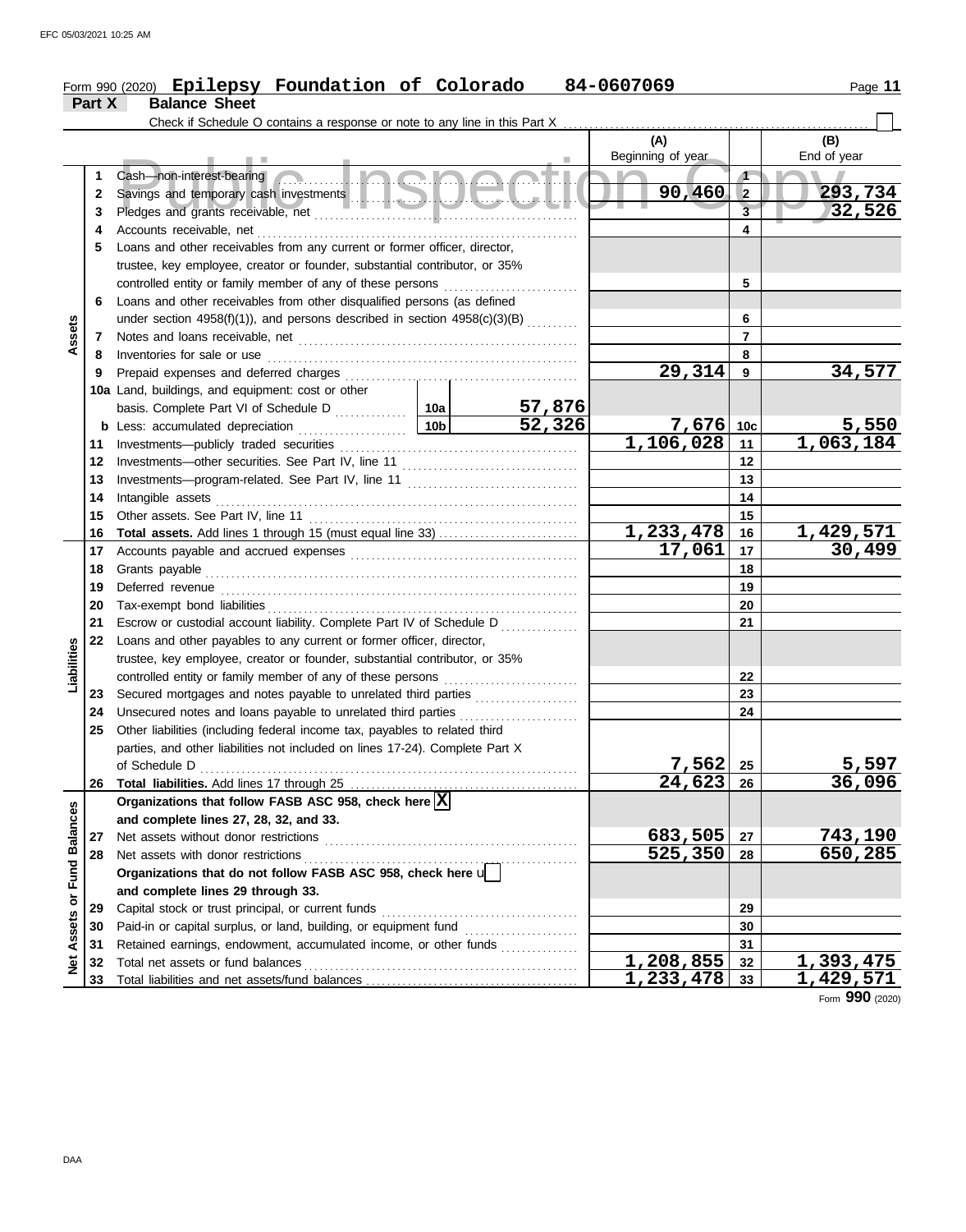Form 990 (2020) **Epilepsy Foundation of Colorado** 84-0607069

## Part X Balance Sheet

Check if Schedule O contains a response or note to any line in this Part X ☐

| | | | | | (A) Beginning of year | | (B) End of year |
|---|---|---|---|---|---|---|---|
| **Assets** | 1 | Cash—non-interest-bearing | | | | 1 | |
| | 2 | Savings and temporary cash investments | | | 90,460 | 2 | 293,734 |
| | 3 | Pledges and grants receivable, net | | | | 3 | 32,526 |
| | 4 | Accounts receivable, net | | | | 4 | |
| | 5 | Loans and other receivables from any current or former officer, director, trustee, key employee, creator or founder, substantial contributor, or 35% controlled entity or family member of any of these persons | | | | 5 | |
| | 6 | Loans and other receivables from other disqualified persons (as defined under section 4958(f)(1)), and persons described in section 4958(c)(3)(B) | | | | 6 | |
| | 7 | Notes and loans receivable, net | | | | 7 | |
| | 8 | Inventories for sale or use | | | | 8 | |
| | 9 | Prepaid expenses and deferred charges | | | 29,314 | 9 | 34,577 |
| | 10a | Land, buildings, and equipment: cost or other basis. Complete Part VI of Schedule D | 10a | 57,876 | | | |
| | b | Less: accumulated depreciation | 10b | 52,326 | 7,676 | 10c | 5,550 |
| | 11 | Investments—publicly traded securities | | | 1,106,028 | 11 | 1,063,184 |
| | 12 | Investments—other securities. See Part IV, line 11 | | | | 12 | |
| | 13 | Investments—program-related. See Part IV, line 11 | | | | 13 | |
| | 14 | Intangible assets | | | | 14 | |
| | 15 | Other assets. See Part IV, line 11 | | | | 15 | |
| | 16 | **Total assets.** Add lines 1 through 15 (must equal line 33) | | | 1,233,478 | 16 | 1,429,571 |
| **Liabilities** | 17 | Accounts payable and accrued expenses | | | 17,061 | 17 | 30,499 |
| | 18 | Grants payable | | | | 18 | |
| | 19 | Deferred revenue | | | | 19 | |
| | 20 | Tax-exempt bond liabilities | | | | 20 | |
| | 21 | Escrow or custodial account liability. Complete Part IV of Schedule D | | | | 21 | |
| | 22 | Loans and other payables to any current or former officer, director, trustee, key employee, creator or founder, substantial contributor, or 35% controlled entity or family member of any of these persons | | | | 22 | |
| | 23 | Secured mortgages and notes payable to unrelated third parties | | | | 23 | |
| | 24 | Unsecured notes and loans payable to unrelated third parties | | | | 24 | |
| | 25 | Other liabilities (including federal income tax, payables to related third parties, and other liabilities not included on lines 17-24). Complete Part X of Schedule D | | | 7,562 | 25 | 5,597 |
| | 26 | **Total liabilities.** Add lines 17 through 25 | | | 24,623 | 26 | 36,096 |
| **Net Assets or Fund Balances** | | **Organizations that follow FASB ASC 958, check here** ☒ **and complete lines 27, 28, 32, and 33.** | | | | | |
| | 27 | Net assets without donor restrictions | | | 683,505 | 27 | 743,190 |
| | 28 | Net assets with donor restrictions | | | 525,350 | 28 | 650,285 |
| | | **Organizations that do not follow FASB ASC 958, check here** ☐ **and complete lines 29 through 33.** | | | | | |
| | 29 | Capital stock or trust principal, or current funds | | | | 29 | |
| | 30 | Paid-in or capital surplus, or land, building, or equipment fund | | | | 30 | |
| | 31 | Retained earnings, endowment, accumulated income, or other funds | | | | 31 | |
| | 32 | Total net assets or fund balances | | | 1,208,855 | 32 | 1,393,475 |
| | 33 | Total liabilities and net assets/fund balances | | | 1,233,478 | 33 | 1,429,571 |

Form **990** (2020)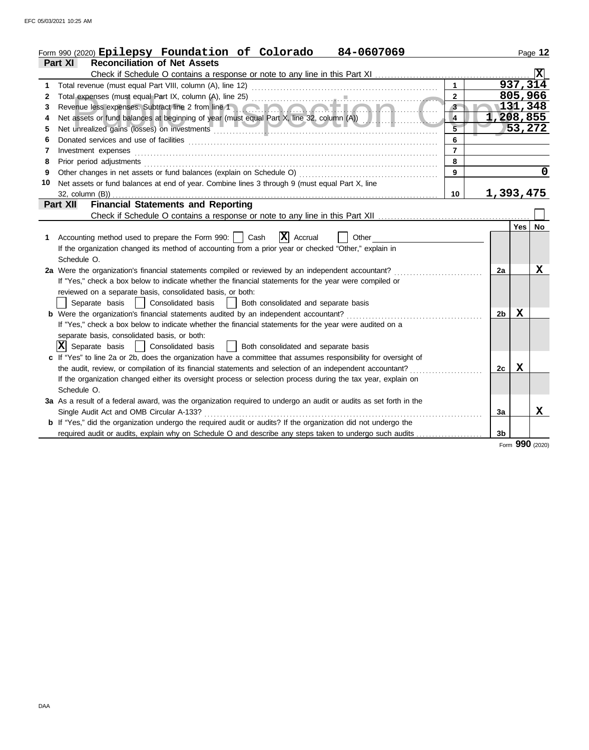Form 990 (2020) **Epilepsy Foundation of Colorado 84-0607069**

## Part XI Reconciliation of Net Assets

Check if Schedule O contains a response or note to any line in this Part XI .......... [X]

| | | | |
|---|---|---|---|
| 1 | Total revenue (must equal Part VIII, column (A), line 12) | 1 | 937,314 |
| 2 | Total expenses (must equal Part IX, column (A), line 25) | 2 | 805,966 |
| 3 | Revenue less expenses. Subtract line 2 from line 1 | 3 | 131,348 |
| 4 | Net assets or fund balances at beginning of year (must equal Part X, line 32, column (A)) | 4 | 1,208,855 |
| 5 | Net unrealized gains (losses) on investments | 5 | 53,272 |
| 6 | Donated services and use of facilities | 6 | |
| 7 | Investment expenses | 7 | |
| 8 | Prior period adjustments | 8 | |
| 9 | Other changes in net assets or fund balances (explain on Schedule O) | 9 | 0 |
| 10 | Net assets or fund balances at end of year. Combine lines 3 through 9 (must equal Part X, line 32, column (B)) | 10 | 1,393,475 |

## Part XII Financial Statements and Reporting

Check if Schedule O contains a response or note to any line in this Part XII .......... [ ]

| | | | Yes | No |
|---|---|---|---|---|
| 1 | Accounting method used to prepare the Form 990: [ ] Cash [X] Accrual [ ] Other<br>If the organization changed its method of accounting from a prior year or checked "Other," explain in Schedule O. | | | |
| 2a | Were the organization's financial statements compiled or reviewed by an independent accountant?<br>If "Yes," check a box below to indicate whether the financial statements for the year were compiled or reviewed on a separate basis, consolidated basis, or both:<br>[ ] Separate basis [ ] Consolidated basis [ ] Both consolidated and separate basis | 2a | | X |
| b | Were the organization's financial statements audited by an independent accountant?<br>If "Yes," check a box below to indicate whether the financial statements for the year were audited on a separate basis, consolidated basis, or both:<br>[X] Separate basis [ ] Consolidated basis [ ] Both consolidated and separate basis | 2b | X | |
| c | If "Yes" to line 2a or 2b, does the organization have a committee that assumes responsibility for oversight of the audit, review, or compilation of its financial statements and selection of an independent accountant?<br>If the organization changed either its oversight process or selection process during the tax year, explain on Schedule O. | 2c | X | |
| 3a | As a result of a federal award, was the organization required to undergo an audit or audits as set forth in the Single Audit Act and OMB Circular A-133? | 3a | | X |
| b | If "Yes," did the organization undergo the required audit or audits? If the organization did not undergo the required audit or audits, explain why on Schedule O and describe any steps taken to undergo such audits | 3b | | |

Form **990** (2020)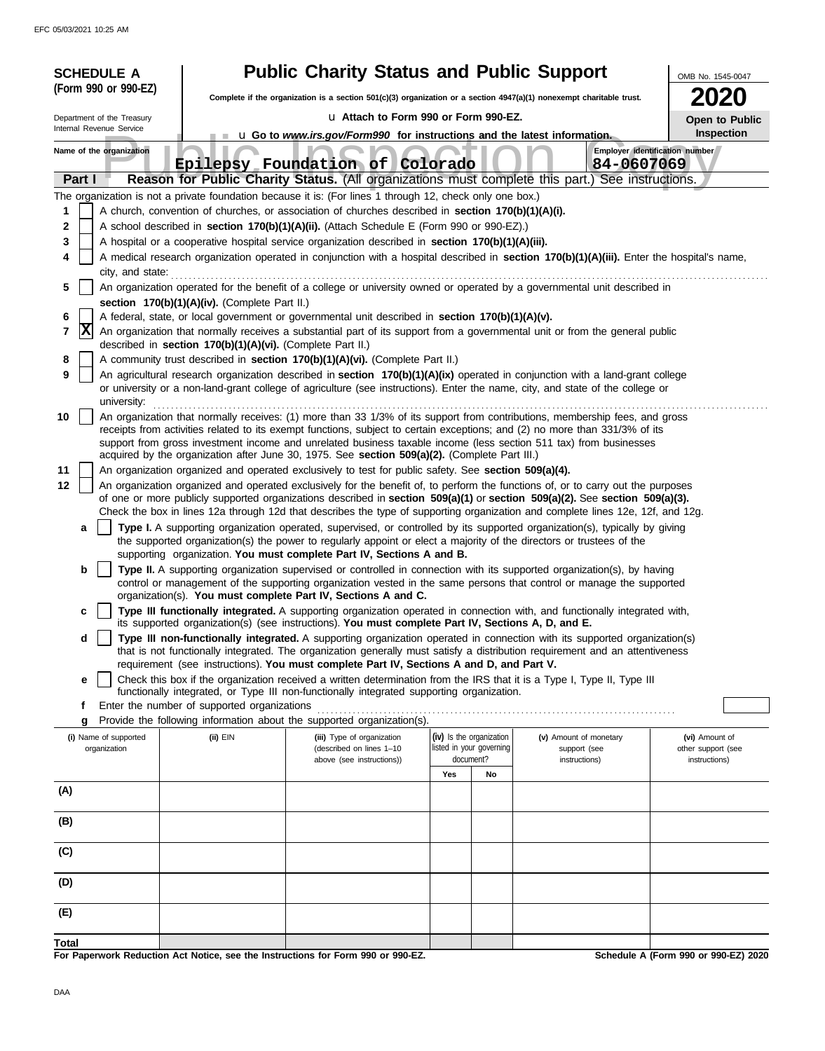EFC 05/03/2021 10:25 AM

**SCHEDULE A** **(Form 990 or 990-EZ)**

Department of the Treasury
Internal Revenue Service

# Public Charity Status and Public Support

**Complete if the organization is a section 501(c)(3) organization or a section 4947(a)(1) nonexempt charitable trust.**

u Attach to Form 990 or Form 990-EZ.

u Go to *www.irs.gov/Form990* for instructions and the latest information.

OMB No. 1545-0047

**2020**

**Open to Public Inspection**

Public Inspection Copy

Name of the organization: **Epilepsy Foundation of Colorado**

Employer identification number: **84-0607069**

**Part I** **Reason for Public Charity Status.** (All organizations must complete this part.) See instructions.

The organization is not a private foundation because it is: (For lines 1 through 12, check only one box.)

1 [ ] A church, convention of churches, or association of churches described in **section 170(b)(1)(A)(i).**

2 [ ] A school described in **section 170(b)(1)(A)(ii).** (Attach Schedule E (Form 990 or 990-EZ).)

3 [ ] A hospital or a cooperative hospital service organization described in **section 170(b)(1)(A)(iii).**

4 [ ] A medical research organization operated in conjunction with a hospital described in **section 170(b)(1)(A)(iii).** Enter the hospital's name, city, and state:

5 [ ] An organization operated for the benefit of a college or university owned or operated by a governmental unit described in **section 170(b)(1)(A)(iv).** (Complete Part II.)

6 [ ] A federal, state, or local government or governmental unit described in **section 170(b)(1)(A)(v).**

7 [X] An organization that normally receives a substantial part of its support from a governmental unit or from the general public described in **section 170(b)(1)(A)(vi).** (Complete Part II.)

8 [ ] A community trust described in **section 170(b)(1)(A)(vi).** (Complete Part II.)

9 [ ] An agricultural research organization described in **section 170(b)(1)(A)(ix)** operated in conjunction with a land-grant college or university or a non-land-grant college of agriculture (see instructions). Enter the name, city, and state of the college or university:

10 [ ] An organization that normally receives: (1) more than 33 1/3% of its support from contributions, membership fees, and gross receipts from activities related to its exempt functions, subject to certain exceptions; and (2) no more than 331/3% of its support from gross investment income and unrelated business taxable income (less section 511 tax) from businesses acquired by the organization after June 30, 1975. See **section 509(a)(2).** (Complete Part III.)

11 [ ] An organization organized and operated exclusively to test for public safety. See **section 509(a)(4).**

12 [ ] An organization organized and operated exclusively for the benefit of, to perform the functions of, or to carry out the purposes of one or more publicly supported organizations described in **section 509(a)(1)** or **section 509(a)(2).** See **section 509(a)(3).** Check the box in lines 12a through 12d that describes the type of supporting organization and complete lines 12e, 12f, and 12g.

a [ ] **Type I.** A supporting organization operated, supervised, or controlled by its supported organization(s), typically by giving the supported organization(s) the power to regularly appoint or elect a majority of the directors or trustees of the supporting organization. **You must complete Part IV, Sections A and B.**

b [ ] **Type II.** A supporting organization supervised or controlled in connection with its supported organization(s), by having control or management of the supporting organization vested in the same persons that control or manage the supported organization(s). **You must complete Part IV, Sections A and C.**

c [ ] **Type III functionally integrated.** A supporting organization operated in connection with, and functionally integrated with, its supported organization(s) (see instructions). **You must complete Part IV, Sections A, D, and E.**

d [ ] **Type III non-functionally integrated.** A supporting organization operated in connection with its supported organization(s) that is not functionally integrated. The organization generally must satisfy a distribution requirement and an attentiveness requirement (see instructions). **You must complete Part IV, Sections A and D, and Part V.**

e [ ] Check this box if the organization received a written determination from the IRS that it is a Type I, Type II, Type III functionally integrated, or Type III non-functionally integrated supporting organization.

f Enter the number of supported organizations

g Provide the following information about the supported organization(s).

| | (i) Name of supported organization | (ii) EIN | (iii) Type of organization (described on lines 1–10 above (see instructions)) | (iv) Is the organization listed in your governing document? Yes | No | (v) Amount of monetary support (see instructions) | (vi) Amount of other support (see instructions) |
|---|---|---|---|---|---|---|---|
| (A) | | | | | | | |
| (B) | | | | | | | |
| (C) | | | | | | | |
| (D) | | | | | | | |
| (E) | | | | | | | |
| **Total** | | | | | | | |

**For Paperwork Reduction Act Notice, see the Instructions for Form 990 or 990-EZ.**

**Schedule A (Form 990 or 990-EZ) 2020**

DAA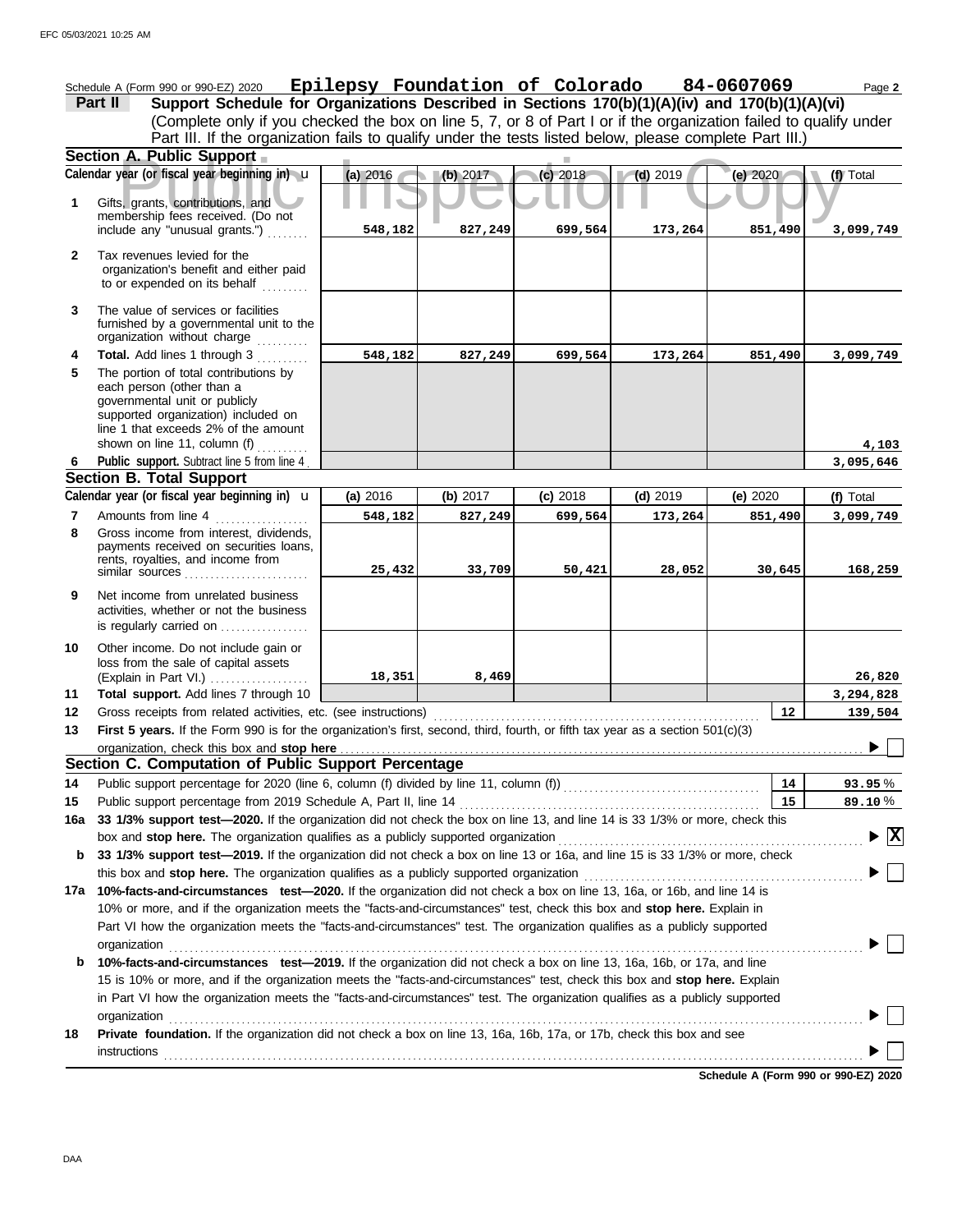Schedule A (Form 990 or 990-EZ) 2020 **Epilepsy Foundation of Colorado 84-0607069** Page **2**

**Part II Support Schedule for Organizations Described in Sections 170(b)(1)(A)(iv) and 170(b)(1)(A)(vi)**

(Complete only if you checked the box on line 5, 7, or 8 of Part I or if the organization failed to qualify under Part III. If the organization fails to qualify under the tests listed below, please complete Part III.)

## Section A. Public Support

| Calendar year (or fiscal year beginning in) | (a) 2016 | (b) 2017 | (c) 2018 | (d) 2019 | (e) 2020 | (f) Total |
|---|---|---|---|---|---|---|
| 1 Gifts, grants, contributions, and membership fees received. (Do not include any "unusual grants.") | 548,182 | 827,249 | 699,564 | 173,264 | 851,490 | 3,099,749 |
| 2 Tax revenues levied for the organization's benefit and either paid to or expended on its behalf | | | | | | |
| 3 The value of services or facilities furnished by a governmental unit to the organization without charge | | | | | | |
| 4 **Total.** Add lines 1 through 3 | 548,182 | 827,249 | 699,564 | 173,264 | 851,490 | 3,099,749 |
| 5 The portion of total contributions by each person (other than a governmental unit or publicly supported organization) included on line 1 that exceeds 2% of the amount shown on line 11, column (f) | | | | | | 4,103 |
| 6 **Public support.** Subtract line 5 from line 4 | | | | | | 3,095,646 |

## Section B. Total Support

| Calendar year (or fiscal year beginning in) | (a) 2016 | (b) 2017 | (c) 2018 | (d) 2019 | (e) 2020 | (f) Total |
|---|---|---|---|---|---|---|
| 7 Amounts from line 4 | 548,182 | 827,249 | 699,564 | 173,264 | 851,490 | 3,099,749 |
| 8 Gross income from interest, dividends, payments received on securities loans, rents, royalties, and income from similar sources | 25,432 | 33,709 | 50,421 | 28,052 | 30,645 | 168,259 |
| 9 Net income from unrelated business activities, whether or not the business is regularly carried on | | | | | | |
| 10 Other income. Do not include gain or loss from the sale of capital assets (Explain in Part VI.) | 18,351 | 8,469 | | | | 26,820 |
| 11 **Total support.** Add lines 7 through 10 | | | | | | 3,294,828 |

12 Gross receipts from related activities, etc. (see instructions) — **12** — 139,504

13 **First 5 years.** If the Form 990 is for the organization's first, second, third, fourth, or fifth tax year as a section 501(c)(3) organization, check this box and **stop here** ☐

## Section C. Computation of Public Support Percentage

14 Public support percentage for 2020 (line 6, column (f) divided by line 11, column (f)) — **14** — 93.95 %

15 Public support percentage from 2019 Schedule A, Part II, line 14 — **15** — 89.10 %

16a **33 1/3% support test—2020.** If the organization did not check the box on line 13, and line 14 is 33 1/3% or more, check this box and **stop here.** The organization qualifies as a publicly supported organization ☒

b **33 1/3% support test—2019.** If the organization did not check a box on line 13 or 16a, and line 15 is 33 1/3% or more, check this box and **stop here.** The organization qualifies as a publicly supported organization ☐

17a **10%-facts-and-circumstances test—2020.** If the organization did not check a box on line 13, 16a, or 16b, and line 14 is 10% or more, and if the organization meets the "facts-and-circumstances" test, check this box and **stop here.** Explain in Part VI how the organization meets the "facts-and-circumstances" test. The organization qualifies as a publicly supported organization ☐

b **10%-facts-and-circumstances test—2019.** If the organization did not check a box on line 13, 16a, 16b, or 17a, and line 15 is 10% or more, and if the organization meets the "facts-and-circumstances" test, check this box and **stop here.** Explain in Part VI how the organization meets the "facts-and-circumstances" test. The organization qualifies as a publicly supported organization ☐

18 **Private foundation.** If the organization did not check a box on line 13, 16a, 16b, 17a, or 17b, check this box and see instructions ☐

**Schedule A (Form 990 or 990-EZ) 2020**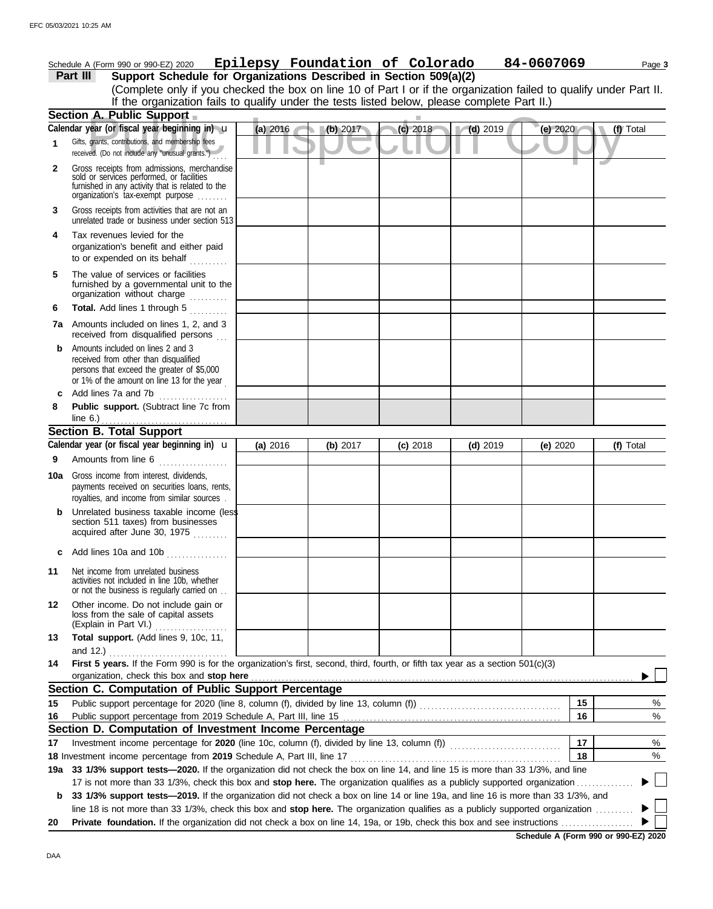Schedule A (Form 990 or 990-EZ) 2020 **Epilepsy Foundation of Colorado** **84-0607069** Page **3**

**Part III** **Support Schedule for Organizations Described in Section 509(a)(2)**

(Complete only if you checked the box on line 10 of Part I or if the organization failed to qualify under Part II. If the organization fails to qualify under the tests listed below, please complete Part II.)

## Section A. Public Support

| Calendar year (or fiscal year beginning in) | (a) 2016 | (b) 2017 | (c) 2018 | (d) 2019 | (e) 2020 | (f) Total |
|---|---|---|---|---|---|---|
| 1 Gifts, grants, contributions, and membership fees received. (Do not include any "unusual grants.") | | | | | | |
| 2 Gross receipts from admissions, merchandise sold or services performed, or facilities furnished in any activity that is related to the organization's tax-exempt purpose | | | | | | |
| 3 Gross receipts from activities that are not an unrelated trade or business under section 513 | | | | | | |
| 4 Tax revenues levied for the organization's benefit and either paid to or expended on its behalf | | | | | | |
| 5 The value of services or facilities furnished by a governmental unit to the organization without charge | | | | | | |
| 6 **Total.** Add lines 1 through 5 | | | | | | |
| 7a Amounts included on lines 1, 2, and 3 received from disqualified persons | | | | | | |
| b Amounts included on lines 2 and 3 received from other than disqualified persons that exceed the greater of $5,000 or 1% of the amount on line 13 for the year | | | | | | |
| c Add lines 7a and 7b | | | | | | |
| 8 **Public support.** (Subtract line 7c from line 6.) | | | | | | |

## Section B. Total Support

| Calendar year (or fiscal year beginning in) | (a) 2016 | (b) 2017 | (c) 2018 | (d) 2019 | (e) 2020 | (f) Total |
|---|---|---|---|---|---|---|
| 9 Amounts from line 6 | | | | | | |
| 10a Gross income from interest, dividends, payments received on securities loans, rents, royalties, and income from similar sources | | | | | | |
| b Unrelated business taxable income (less section 511 taxes) from businesses acquired after June 30, 1975 | | | | | | |
| c Add lines 10a and 10b | | | | | | |
| 11 Net income from unrelated business activities not included in line 10b, whether or not the business is regularly carried on | | | | | | |
| 12 Other income. Do not include gain or loss from the sale of capital assets (Explain in Part VI.) | | | | | | |
| 13 **Total support.** (Add lines 9, 10c, 11, and 12.) | | | | | | |

**14** **First 5 years.** If the Form 990 is for the organization's first, second, third, fourth, or fifth tax year as a section 501(c)(3) organization, check this box and **stop here** ☐

## Section C. Computation of Public Support Percentage

| | | | |
|---|---|---|---|
| 15 | Public support percentage for 2020 (line 8, column (f), divided by line 13, column (f)) | 15 | % |
| 16 | Public support percentage from 2019 Schedule A, Part III, line 15 | 16 | % |

## Section D. Computation of Investment Income Percentage

| | | | |
|---|---|---|---|
| 17 | Investment income percentage for **2020** (line 10c, column (f), divided by line 13, column (f)) | 17 | % |
| 18 | Investment income percentage from **2019** Schedule A, Part III, line 17 | 18 | % |

**19a** **33 1/3% support tests—2020.** If the organization did not check the box on line 14, and line 15 is more than 33 1/3%, and line 17 is not more than 33 1/3%, check this box and **stop here.** The organization qualifies as a publicly supported organization ☐

**b** **33 1/3% support tests—2019.** If the organization did not check a box on line 14 or line 19a, and line 16 is more than 33 1/3%, and line 18 is not more than 33 1/3%, check this box and **stop here.** The organization qualifies as a publicly supported organization ☐

**20** **Private foundation.** If the organization did not check a box on line 14, 19a, or 19b, check this box and see instructions ☐

**Schedule A (Form 990 or 990-EZ) 2020**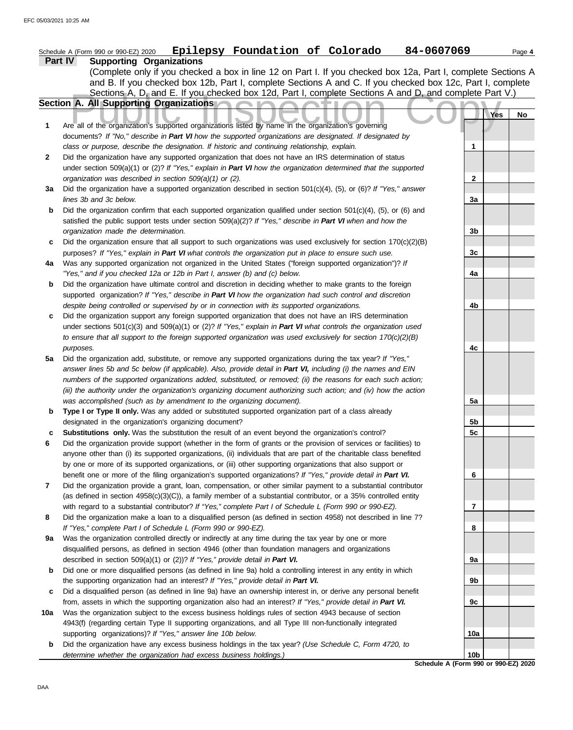Schedule A (Form 990 or 990-EZ) 2020 **Epilepsy Foundation of Colorado** **84-0607069** Page **4**

## Part IV Supporting Organizations

(Complete only if you checked a box in line 12 on Part I. If you checked box 12a, Part I, complete Sections A and B. If you checked box 12b, Part I, complete Sections A and C. If you checked box 12c, Part I, complete Sections A, D, and E. If you checked box 12d, Part I, complete Sections A and D, and complete Part V.)

### Section A. All Supporting Organizations

| | | | Yes | No |
|---|---|---|---|---|
| **1** | Are all of the organization's supported organizations listed by name in the organization's governing documents? *If "No," describe in **Part VI** how the supported organizations are designated. If designated by class or purpose, describe the designation. If historic and continuing relationship, explain.* | **1** | | |
| **2** | Did the organization have any supported organization that does not have an IRS determination of status under section 509(a)(1) or (2)? *If "Yes," explain in **Part VI** how the organization determined that the supported organization was described in section 509(a)(1) or (2).* | **2** | | |
| **3a** | Did the organization have a supported organization described in section 501(c)(4), (5), or (6)? *If "Yes," answer lines 3b and 3c below.* | **3a** | | |
| **b** | Did the organization confirm that each supported organization qualified under section 501(c)(4), (5), or (6) and satisfied the public support tests under section 509(a)(2)? *If "Yes," describe in **Part VI** when and how the organization made the determination.* | **3b** | | |
| **c** | Did the organization ensure that all support to such organizations was used exclusively for section 170(c)(2)(B) purposes? *If "Yes," explain in **Part VI** what controls the organization put in place to ensure such use.* | **3c** | | |
| **4a** | Was any supported organization not organized in the United States ("foreign supported organization")? *If "Yes," and if you checked 12a or 12b in Part I, answer (b) and (c) below.* | **4a** | | |
| **b** | Did the organization have ultimate control and discretion in deciding whether to make grants to the foreign supported organization? *If "Yes," describe in **Part VI** how the organization had such control and discretion despite being controlled or supervised by or in connection with its supported organizations.* | **4b** | | |
| **c** | Did the organization support any foreign supported organization that does not have an IRS determination under sections 501(c)(3) and 509(a)(1) or (2)? *If "Yes," explain in **Part VI** what controls the organization used to ensure that all support to the foreign supported organization was used exclusively for section 170(c)(2)(B) purposes.* | **4c** | | |
| **5a** | Did the organization add, substitute, or remove any supported organizations during the tax year? *If "Yes," answer lines 5b and 5c below (if applicable). Also, provide detail in **Part VI,** including (i) the names and EIN numbers of the supported organizations added, substituted, or removed; (ii) the reasons for each such action; (iii) the authority under the organization's organizing document authorizing such action; and (iv) how the action was accomplished (such as by amendment to the organizing document).* | **5a** | | |
| **b** | **Type I or Type II only.** Was any added or substituted supported organization part of a class already designated in the organization's organizing document? | **5b** | | |
| **c** | **Substitutions only.** Was the substitution the result of an event beyond the organization's control? | **5c** | | |
| **6** | Did the organization provide support (whether in the form of grants or the provision of services or facilities) to anyone other than (i) its supported organizations, (ii) individuals that are part of the charitable class benefited by one or more of its supported organizations, or (iii) other supporting organizations that also support or benefit one or more of the filing organization's supported organizations? *If "Yes," provide detail in **Part VI.*** | **6** | | |
| **7** | Did the organization provide a grant, loan, compensation, or other similar payment to a substantial contributor (as defined in section 4958(c)(3)(C)), a family member of a substantial contributor, or a 35% controlled entity with regard to a substantial contributor? *If "Yes," complete Part I of Schedule L (Form 990 or 990-EZ).* | **7** | | |
| **8** | Did the organization make a loan to a disqualified person (as defined in section 4958) not described in line 7? *If "Yes," complete Part I of Schedule L (Form 990 or 990-EZ).* | **8** | | |
| **9a** | Was the organization controlled directly or indirectly at any time during the tax year by one or more disqualified persons, as defined in section 4946 (other than foundation managers and organizations described in section 509(a)(1) or (2))? *If "Yes," provide detail in **Part VI.*** | **9a** | | |
| **b** | Did one or more disqualified persons (as defined in line 9a) hold a controlling interest in any entity in which the supporting organization had an interest? *If "Yes," provide detail in **Part VI.*** | **9b** | | |
| **c** | Did a disqualified person (as defined in line 9a) have an ownership interest in, or derive any personal benefit from, assets in which the supporting organization also had an interest? *If "Yes," provide detail in **Part VI.*** | **9c** | | |
| **10a** | Was the organization subject to the excess business holdings rules of section 4943 because of section 4943(f) (regarding certain Type II supporting organizations, and all Type III non-functionally integrated supporting organizations)? *If "Yes," answer line 10b below.* | **10a** | | |
| **b** | Did the organization have any excess business holdings in the tax year? *(Use Schedule C, Form 4720, to determine whether the organization had excess business holdings.)* | **10b** | | |

**Schedule A (Form 990 or 990-EZ) 2020**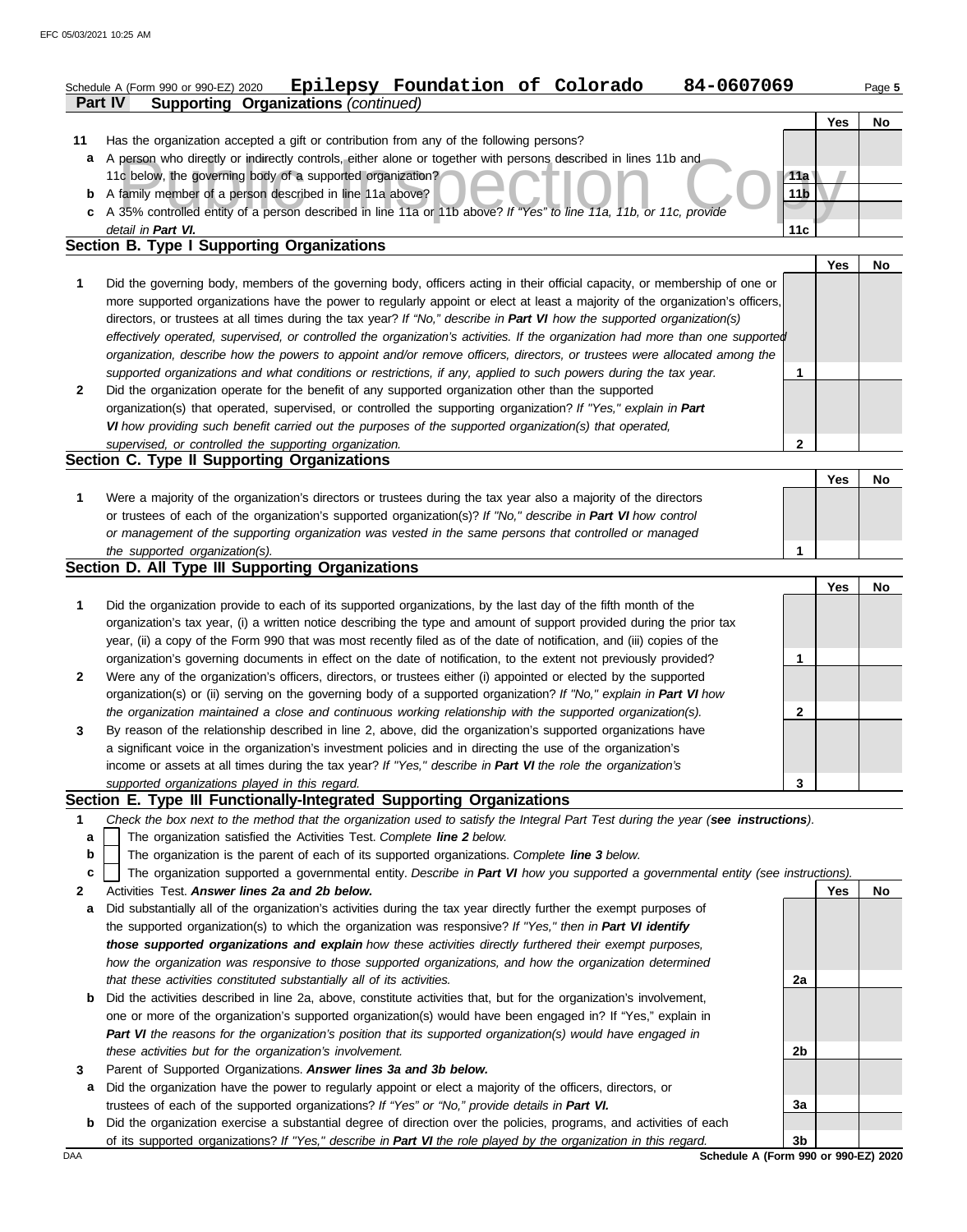Schedule A (Form 990 or 990-EZ) 2020 **Epilepsy Foundation of Colorado** **84-0607069** Page **5**

## Part IV Supporting Organizations *(continued)*

| | | | Yes | No |
|---|---|---|---|---|
| **11** | Has the organization accepted a gift or contribution from any of the following persons? | | | |
| **a** | A person who directly or indirectly controls, either alone or together with persons described in lines 11b and 11c below, the governing body of a supported organization? | 11a | | |
| **b** | A family member of a person described in line 11a above? | 11b | | |
| **c** | A 35% controlled entity of a person described in line 11a or 11b above? *If "Yes" to line 11a, 11b, or 11c, provide detail in* ***Part VI.*** | 11c | | |

### Section B. Type I Supporting Organizations

| | | | Yes | No |
|---|---|---|---|---|
| **1** | Did the governing body, members of the governing body, officers acting in their official capacity, or membership of one or more supported organizations have the power to regularly appoint or elect at least a majority of the organization's officers, directors, or trustees at all times during the tax year? *If "No," describe in* ***Part VI*** *how the supported organization(s) effectively operated, supervised, or controlled the organization's activities. If the organization had more than one supported organization, describe how the powers to appoint and/or remove officers, directors, or trustees were allocated among the supported organizations and what conditions or restrictions, if any, applied to such powers during the tax year.* | 1 | | |
| **2** | Did the organization operate for the benefit of any supported organization other than the supported organization(s) that operated, supervised, or controlled the supporting organization? *If "Yes," explain in* ***Part VI*** *how providing such benefit carried out the purposes of the supported organization(s) that operated, supervised, or controlled the supporting organization.* | 2 | | |

### Section C. Type II Supporting Organizations

| | | | Yes | No |
|---|---|---|---|---|
| **1** | Were a majority of the organization's directors or trustees during the tax year also a majority of the directors or trustees of each of the organization's supported organization(s)? *If "No," describe in* ***Part VI*** *how control or management of the supporting organization was vested in the same persons that controlled or managed the supported organization(s).* | 1 | | |

### Section D. All Type III Supporting Organizations

| | | | Yes | No |
|---|---|---|---|---|
| **1** | Did the organization provide to each of its supported organizations, by the last day of the fifth month of the organization's tax year, (i) a written notice describing the type and amount of support provided during the prior tax year, (ii) a copy of the Form 990 that was most recently filed as of the date of notification, and (iii) copies of the organization's governing documents in effect on the date of notification, to the extent not previously provided? | 1 | | |
| **2** | Were any of the organization's officers, directors, or trustees either (i) appointed or elected by the supported organization(s) or (ii) serving on the governing body of a supported organization? *If "No," explain in* ***Part VI*** *how the organization maintained a close and continuous working relationship with the supported organization(s).* | 2 | | |
| **3** | By reason of the relationship described in line 2, above, did the organization's supported organizations have a significant voice in the organization's investment policies and in directing the use of the organization's income or assets at all times during the tax year? *If "Yes," describe in* ***Part VI*** *the role the organization's supported organizations played in this regard.* | 3 | | |

### Section E. Type III Functionally-Integrated Supporting Organizations

**1** *Check the box next to the method that the organization used to satisfy the Integral Part Test during the year (**see instructions**).*

- **a** ☐ The organization satisfied the Activities Test. *Complete **line 2** below.*
- **b** ☐ The organization is the parent of each of its supported organizations. *Complete **line 3** below.*
- **c** ☐ The organization supported a governmental entity. *Describe in **Part VI** how you supported a governmental entity (see instructions).*

| | | | Yes | No |
|---|---|---|---|---|
| **2** | Activities Test. ***Answer lines 2a and 2b below.*** | | | |
| **a** | Did substantially all of the organization's activities during the tax year directly further the exempt purposes of the supported organization(s) to which the organization was responsive? *If "Yes," then in* ***Part VI identify those supported organizations and explain*** *how these activities directly furthered their exempt purposes, how the organization was responsive to those supported organizations, and how the organization determined that these activities constituted substantially all of its activities.* | 2a | | |
| **b** | Did the activities described in line 2a, above, constitute activities that, but for the organization's involvement, one or more of the organization's supported organization(s) would have been engaged in? If "Yes," explain in ***Part VI*** *the reasons for the organization's position that its supported organization(s) would have engaged in these activities but for the organization's involvement.* | 2b | | |
| **3** | Parent of Supported Organizations. ***Answer lines 3a and 3b below.*** | | | |
| **a** | Did the organization have the power to regularly appoint or elect a majority of the officers, directors, or trustees of each of the supported organizations? *If "Yes" or "No," provide details in* ***Part VI.*** | 3a | | |
| **b** | Did the organization exercise a substantial degree of direction over the policies, programs, and activities of each of its supported organizations? *If "Yes," describe in* ***Part VI*** *the role played by the organization in this regard.* | 3b | | |

**Schedule A (Form 990 or 990-EZ) 2020**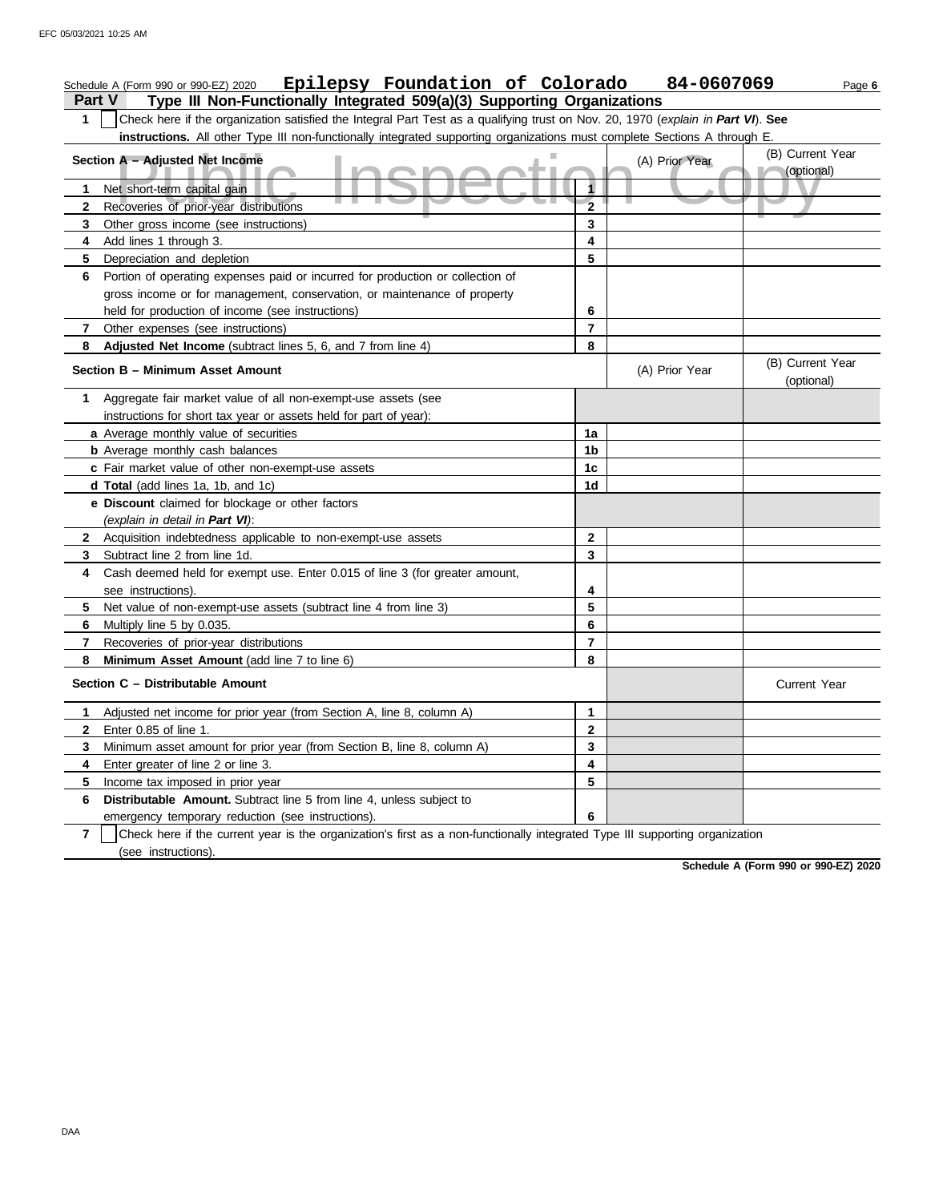Schedule A (Form 990 or 990-EZ) 2020 **Epilepsy Foundation of Colorado 84-0607069** Page **6**

## Part V Type III Non-Functionally Integrated 509(a)(3) Supporting Organizations

**1** ☐ Check here if the organization satisfied the Integral Part Test as a qualifying trust on Nov. 20, 1970 (*explain in **Part VI***). **See instructions.** All other Type III non-functionally integrated supporting organizations must complete Sections A through E.

| **Section A – Adjusted Net Income** | | (A) Prior Year | (B) Current Year (optional) |
|---|---|---|---|
| **1** Net short-term capital gain | 1 | | |
| **2** Recoveries of prior-year distributions | 2 | | |
| **3** Other gross income (see instructions) | 3 | | |
| **4** Add lines 1 through 3. | 4 | | |
| **5** Depreciation and depletion | 5 | | |
| **6** Portion of operating expenses paid or incurred for production or collection of gross income or for management, conservation, or maintenance of property held for production of income (see instructions) | 6 | | |
| **7** Other expenses (see instructions) | 7 | | |
| **8** **Adjusted Net Income** (subtract lines 5, 6, and 7 from line 4) | 8 | | |

| **Section B – Minimum Asset Amount** | | (A) Prior Year | (B) Current Year (optional) |
|---|---|---|---|
| **1** Aggregate fair market value of all non-exempt-use assets (see instructions for short tax year or assets held for part of year): | | | |
| **a** Average monthly value of securities | 1a | | |
| **b** Average monthly cash balances | 1b | | |
| **c** Fair market value of other non-exempt-use assets | 1c | | |
| **d** **Total** (add lines 1a, 1b, and 1c) | 1d | | |
| **e** **Discount** claimed for blockage or other factors (*explain in detail in **Part VI***): | | | |
| **2** Acquisition indebtedness applicable to non-exempt-use assets | 2 | | |
| **3** Subtract line 2 from line 1d. | 3 | | |
| **4** Cash deemed held for exempt use. Enter 0.015 of line 3 (for greater amount, see instructions). | 4 | | |
| **5** Net value of non-exempt-use assets (subtract line 4 from line 3) | 5 | | |
| **6** Multiply line 5 by 0.035. | 6 | | |
| **7** Recoveries of prior-year distributions | 7 | | |
| **8** **Minimum Asset Amount** (add line 7 to line 6) | 8 | | |

| **Section C – Distributable Amount** | | | Current Year |
|---|---|---|---|
| **1** Adjusted net income for prior year (from Section A, line 8, column A) | 1 | | |
| **2** Enter 0.85 of line 1. | 2 | | |
| **3** Minimum asset amount for prior year (from Section B, line 8, column A) | 3 | | |
| **4** Enter greater of line 2 or line 3. | 4 | | |
| **5** Income tax imposed in prior year | 5 | | |
| **6** **Distributable Amount.** Subtract line 5 from line 4, unless subject to emergency temporary reduction (see instructions). | 6 | | |

**7** ☐ Check here if the current year is the organization's first as a non-functionally integrated Type III supporting organization (see instructions).

**Schedule A (Form 990 or 990-EZ) 2020**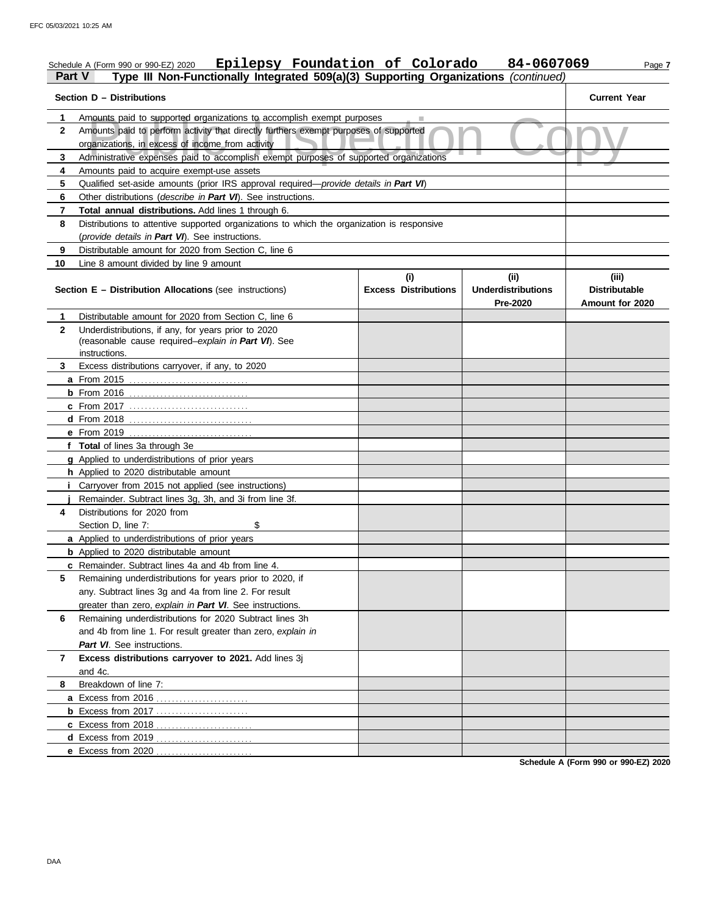Schedule A (Form 990 or 990-EZ) 2020 **Epilepsy Foundation of Colorado 84-0607069**

## Part V Type III Non-Functionally Integrated 509(a)(3) Supporting Organizations *(continued)*

| **Section D – Distributions** | **Current Year** |
|---|---|
| **1** Amounts paid to supported organizations to accomplish exempt purposes | |
| **2** Amounts paid to perform activity that directly furthers exempt purposes of supported organizations, in excess of income from activity | |
| **3** Administrative expenses paid to accomplish exempt purposes of supported organizations | |
| **4** Amounts paid to acquire exempt-use assets | |
| **5** Qualified set-aside amounts (prior IRS approval required—*provide details in **Part VI***) | |
| **6** Other distributions (*describe in **Part VI***). See instructions. | |
| **7** **Total annual distributions.** Add lines 1 through 6. | |
| **8** Distributions to attentive supported organizations to which the organization is responsive (*provide details in **Part VI***). See instructions. | |
| **9** Distributable amount for 2020 from Section C, line 6 | |
| **10** Line 8 amount divided by line 9 amount | |

| **Section E – Distribution Allocations** (see instructions) | **(i) Excess Distributions** | **(ii) Underdistributions Pre-2020** | **(iii) Distributable Amount for 2020** |
|---|---|---|---|
| **1** Distributable amount for 2020 from Section C, line 6 | | | |
| **2** Underdistributions, if any, for years prior to 2020 (reasonable cause required–*explain in **Part VI***). See instructions. | | | |
| **3** Excess distributions carryover, if any, to 2020 | | | |
| **a** From 2015 | | | |
| **b** From 2016 | | | |
| **c** From 2017 | | | |
| **d** From 2018 | | | |
| **e** From 2019 | | | |
| **f** **Total** of lines 3a through 3e | | | |
| **g** Applied to underdistributions of prior years | | | |
| **h** Applied to 2020 distributable amount | | | |
| **i** Carryover from 2015 not applied (see instructions) | | | |
| **j** Remainder. Subtract lines 3g, 3h, and 3i from line 3f. | | | |
| **4** Distributions for 2020 from Section D, line 7: $ | | | |
| **a** Applied to underdistributions of prior years | | | |
| **b** Applied to 2020 distributable amount | | | |
| **c** Remainder. Subtract lines 4a and 4b from line 4. | | | |
| **5** Remaining underdistributions for years prior to 2020, if any. Subtract lines 3g and 4a from line 2. For result greater than zero, *explain in **Part VI***. See instructions. | | | |
| **6** Remaining underdistributions for 2020 Subtract lines 3h and 4b from line 1. For result greater than zero, *explain in **Part VI***. See instructions. | | | |
| **7** **Excess distributions carryover to 2021.** Add lines 3j and 4c. | | | |
| **8** Breakdown of line 7: | | | |
| **a** Excess from 2016 | | | |
| **b** Excess from 2017 | | | |
| **c** Excess from 2018 | | | |
| **d** Excess from 2019 | | | |
| **e** Excess from 2020 | | | |

**Schedule A (Form 990 or 990-EZ) 2020**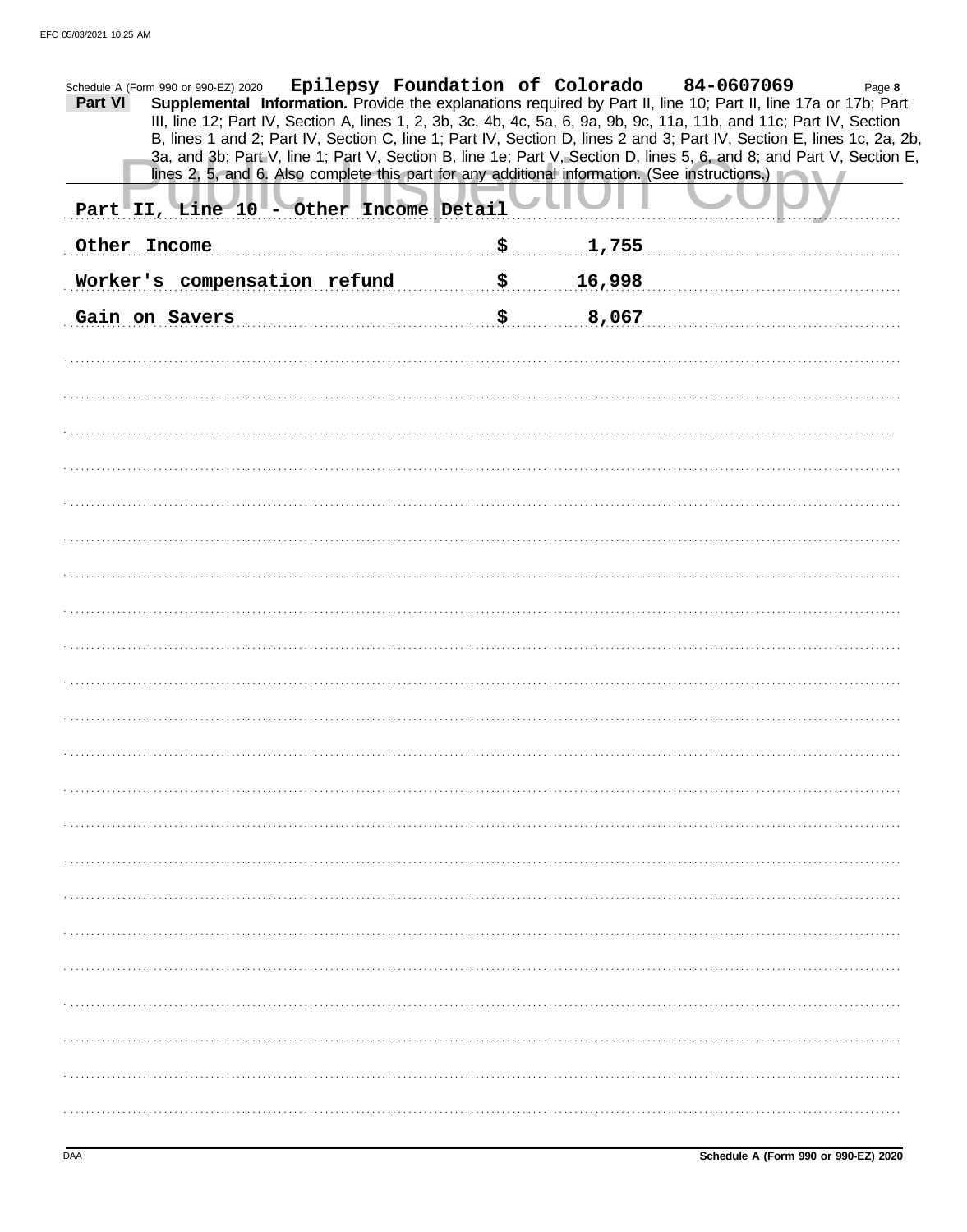Schedule A (Form 990 or 990-EZ) 2020 **Epilepsy Foundation of Colorado** **84-0607069**

**Part VI** **Supplemental Information.** Provide the explanations required by Part II, line 10; Part II, line 17a or 17b; Part III, line 12; Part IV, Section A, lines 1, 2, 3b, 3c, 4b, 4c, 5a, 6, 9a, 9b, 9c, 11a, 11b, and 11c; Part IV, Section B, lines 1 and 2; Part IV, Section C, line 1; Part IV, Section D, lines 2 and 3; Part IV, Section E, lines 1c, 2a, 2b, 3a, and 3b; Part V, line 1; Part V, Section B, line 1e; Part V, Section D, lines 5, 6, and 8; and Part V, Section E, lines 2, 5, and 6. Also complete this part for any additional information. (See instructions.)

Part II, Line 10 - Other Income Detail

| | | |
|---|---|---|
| Other Income | $ | 1,755 |
| Worker's compensation refund | $ | 16,998 |
| Gain on Savers | $ | 8,067 |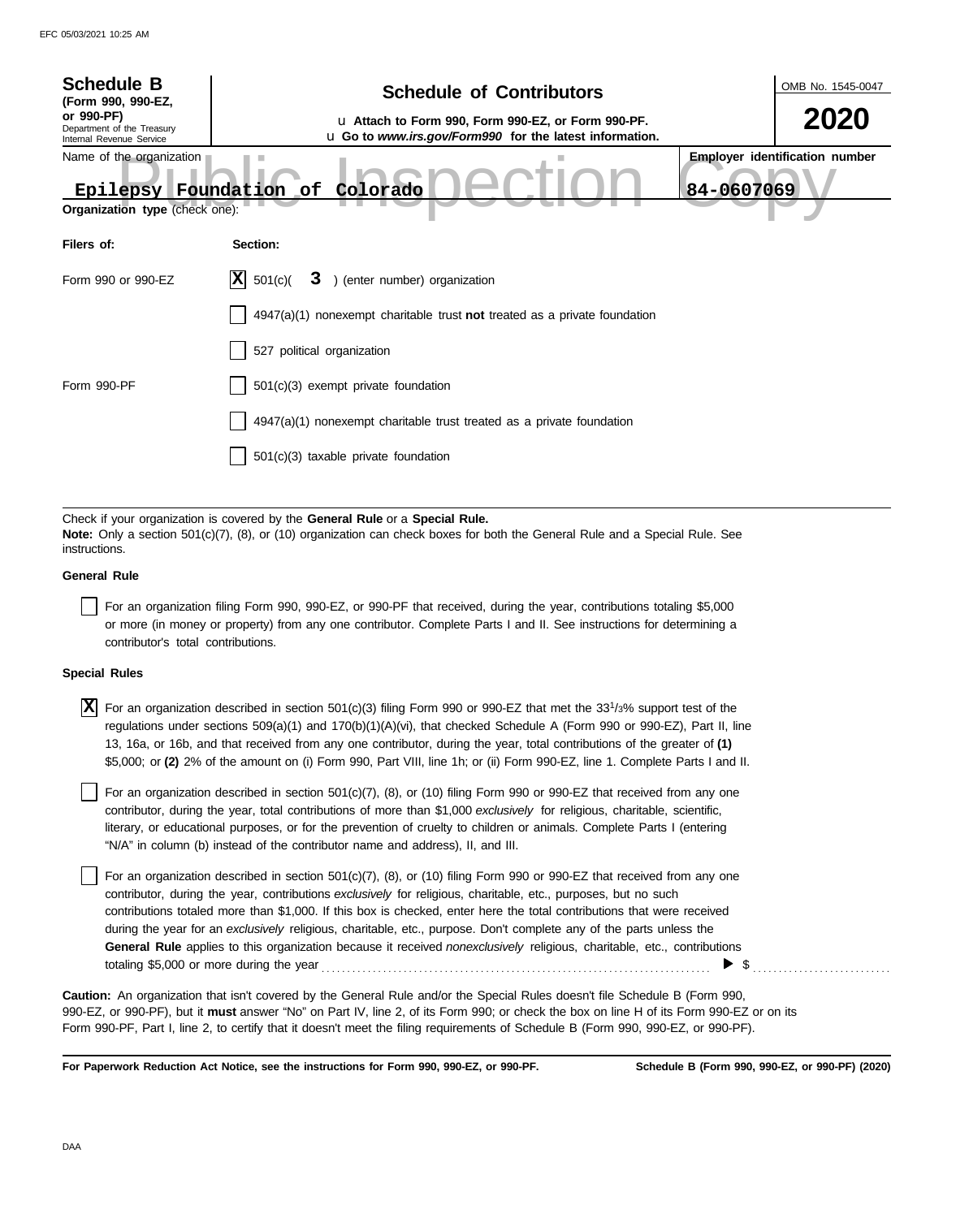**Schedule B**
**(Form 990, 990-EZ, or 990-PF)**
Department of the Treasury
Internal Revenue Service

# Schedule of Contributors

u **Attach to Form 990, Form 990-EZ, or Form 990-PF.**
u **Go to *www.irs.gov/Form990* for the latest information.**

OMB No. 1545-0047

**2020**

Public Inspection Copy

| Name of the organization | Employer identification number |
|---|---|
| Epilepsy Foundation of Colorado | 84-0607069 |

**Organization type** (check one):

| Filers of: | Section: |
|---|---|
| Form 990 or 990-EZ | [X] 501(c)( **3** ) (enter number) organization |
| | [ ] 4947(a)(1) nonexempt charitable trust **not** treated as a private foundation |
| | [ ] 527 political organization |
| Form 990-PF | [ ] 501(c)(3) exempt private foundation |
| | [ ] 4947(a)(1) nonexempt charitable trust treated as a private foundation |
| | [ ] 501(c)(3) taxable private foundation |

Check if your organization is covered by the **General Rule** or a **Special Rule.**
**Note:** Only a section 501(c)(7), (8), or (10) organization can check boxes for both the General Rule and a Special Rule. See instructions.

**General Rule**

[ ] For an organization filing Form 990, 990-EZ, or 990-PF that received, during the year, contributions totaling $5,000 or more (in money or property) from any one contributor. Complete Parts I and II. See instructions for determining a contributor's total contributions.

**Special Rules**

[X] For an organization described in section 501(c)(3) filing Form 990 or 990-EZ that met the 33 1/3% support test of the regulations under sections 509(a)(1) and 170(b)(1)(A)(vi), that checked Schedule A (Form 990 or 990-EZ), Part II, line 13, 16a, or 16b, and that received from any one contributor, during the year, total contributions of the greater of **(1)** $5,000; or **(2)** 2% of the amount on (i) Form 990, Part VIII, line 1h; or (ii) Form 990-EZ, line 1. Complete Parts I and II.

[ ] For an organization described in section 501(c)(7), (8), or (10) filing Form 990 or 990-EZ that received from any one contributor, during the year, total contributions of more than $1,000 *exclusively* for religious, charitable, scientific, literary, or educational purposes, or for the prevention of cruelty to children or animals. Complete Parts I (entering "N/A" in column (b) instead of the contributor name and address), II, and III.

[ ] For an organization described in section 501(c)(7), (8), or (10) filing Form 990 or 990-EZ that received from any one contributor, during the year, contributions *exclusively* for religious, charitable, etc., purposes, but no such contributions totaled more than $1,000. If this box is checked, enter here the total contributions that were received during the year for an *exclusively* religious, charitable, etc., purpose. Don't complete any of the parts unless the **General Rule** applies to this organization because it received *nonexclusively* religious, charitable, etc., contributions totaling $5,000 or more during the year ........ ▶ $ ..........

**Caution:** An organization that isn't covered by the General Rule and/or the Special Rules doesn't file Schedule B (Form 990, 990-EZ, or 990-PF), but it **must** answer "No" on Part IV, line 2, of its Form 990; or check the box on line H of its Form 990-EZ or on its Form 990-PF, Part I, line 2, to certify that it doesn't meet the filing requirements of Schedule B (Form 990, 990-EZ, or 990-PF).

**For Paperwork Reduction Act Notice, see the instructions for Form 990, 990-EZ, or 990-PF.** **Schedule B (Form 990, 990-EZ, or 990-PF) (2020)**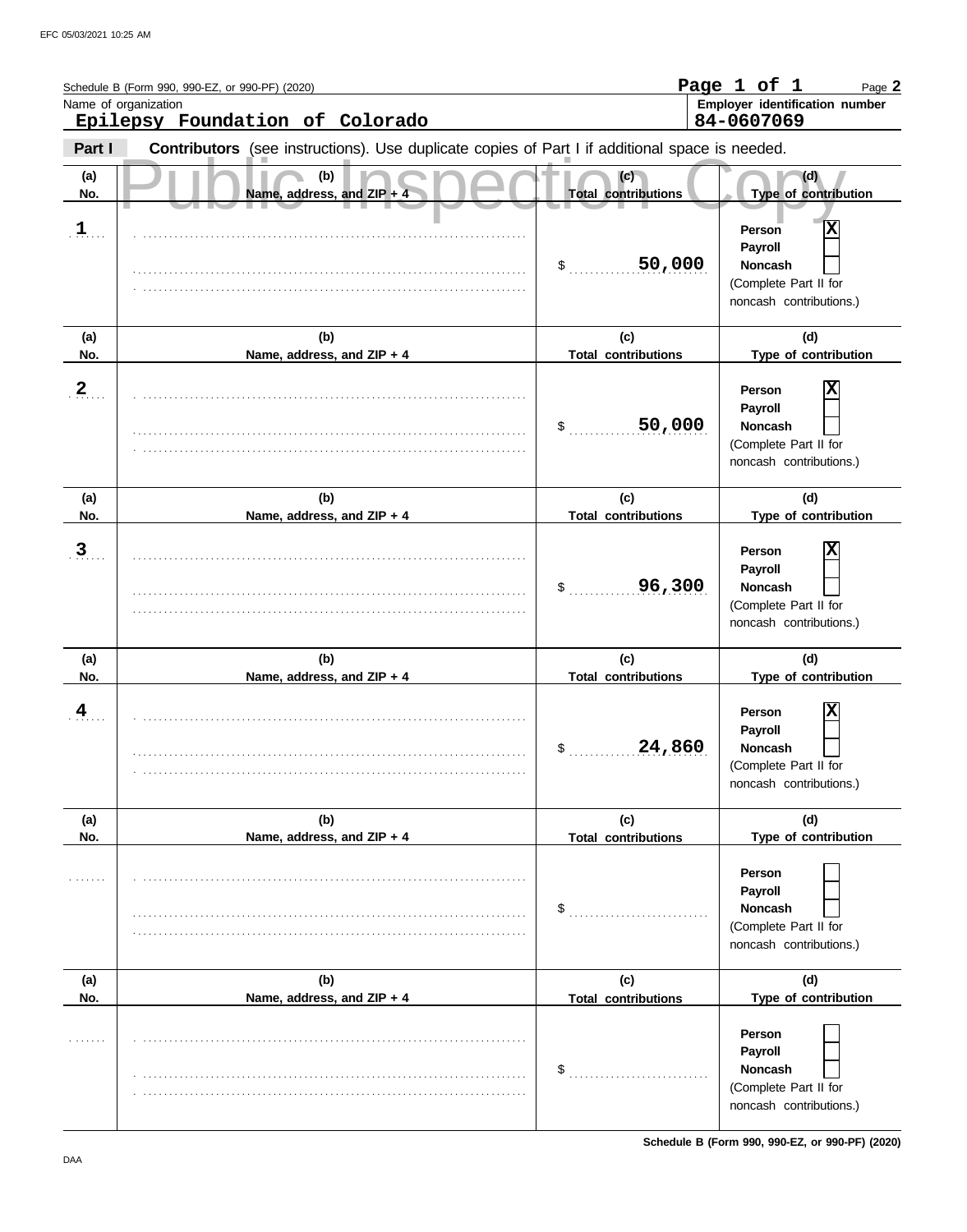Schedule B (Form 990, 990-EZ, or 990-PF) (2020)

Name of organization: **Epilepsy Foundation of Colorado**

Employer identification number: **84-0607069**

**Part I** **Contributors** (see instructions). Use duplicate copies of Part I if additional space is needed.

Public Inspection Copy

| (a) No. | (b) Name, address, and ZIP + 4 | (c) Total contributions | (d) Type of contribution |
|---|---|---|---|
| 1 | | $ 50,000 | Person [X] Payroll [ ] Noncash [ ] (Complete Part II for noncash contributions.) |
| 2 | | $ 50,000 | Person [X] Payroll [ ] Noncash [ ] (Complete Part II for noncash contributions.) |
| 3 | | $ 96,300 | Person [X] Payroll [ ] Noncash [ ] (Complete Part II for noncash contributions.) |
| 4 | | $ 24,860 | Person [X] Payroll [ ] Noncash [ ] (Complete Part II for noncash contributions.) |
| | | $ | Person [ ] Payroll [ ] Noncash [ ] (Complete Part II for noncash contributions.) |
| | | $ | Person [ ] Payroll [ ] Noncash [ ] (Complete Part II for noncash contributions.) |

Schedule B (Form 990, 990-EZ, or 990-PF) (2020)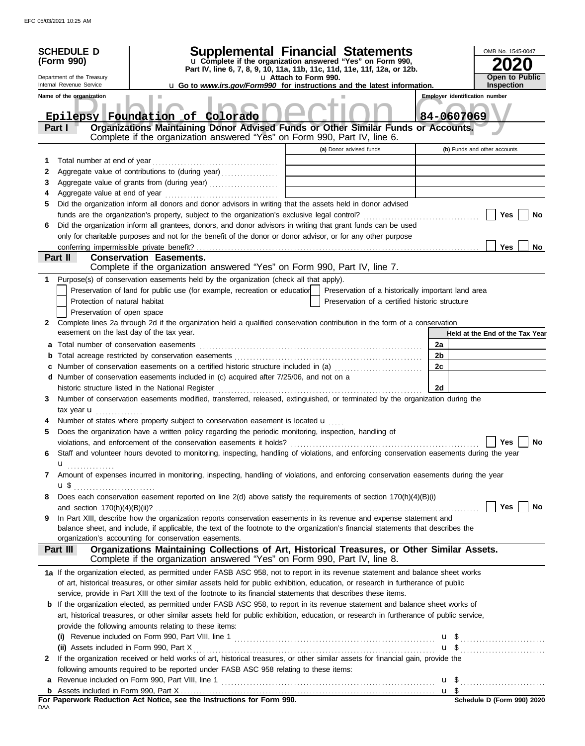EFC 05/03/2021 10:25 AM

**SCHEDULE D (Form 990)**

Department of the Treasury
Internal Revenue Service

# Supplemental Financial Statements

u Complete if the organization answered "Yes" on Form 990, Part IV, line 6, 7, 8, 9, 10, 11a, 11b, 11c, 11d, 11e, 11f, 12a, or 12b.
u Attach to Form 990.
u Go to *www.irs.gov/Form990* for instructions and the latest information.

OMB No. 1545-0047
**2020**
**Open to Public Inspection**

Name of the organization: Epilepsy Foundation of Colorado
Employer identification number: 84-0607069

Public Inspection Copy

## Part I — Organizations Maintaining Donor Advised Funds or Other Similar Funds or Accounts.

Complete if the organization answered "Yes" on Form 990, Part IV, line 6.

| | | (a) Donor advised funds | (b) Funds and other accounts |
|---|---|---|---|
| 1 | Total number at end of year | | |
| 2 | Aggregate value of contributions to (during year) | | |
| 3 | Aggregate value of grants from (during year) | | |
| 4 | Aggregate value at end of year | | |

5 Did the organization inform all donors and donor advisors in writing that the assets held in donor advised funds are the organization's property, subject to the organization's exclusive legal control? Yes ☐ No ☐

6 Did the organization inform all grantees, donors, and donor advisors in writing that grant funds can be used only for charitable purposes and not for the benefit of the donor or donor advisor, or for any other purpose conferring impermissible private benefit? Yes ☐ No ☐

## Part II — Conservation Easements.

Complete if the organization answered "Yes" on Form 990, Part IV, line 7.

1 Purpose(s) of conservation easements held by the organization (check all that apply).
- ☐ Preservation of land for public use (for example, recreation or education)
- ☐ Preservation of a historically important land area
- ☐ Protection of natural habitat
- ☐ Preservation of a certified historic structure
- ☐ Preservation of open space

2 Complete lines 2a through 2d if the organization held a qualified conservation contribution in the form of a conservation easement on the last day of the tax year.

| | | | Held at the End of the Tax Year |
|---|---|---|---|
| a | Total number of conservation easements | 2a | |
| b | Total acreage restricted by conservation easements | 2b | |
| c | Number of conservation easements on a certified historic structure included in (a) | 2c | |
| d | Number of conservation easements included in (c) acquired after 7/25/06, and not on a historic structure listed in the National Register | 2d | |

3 Number of conservation easements modified, transferred, released, extinguished, or terminated by the organization during the tax year u

4 Number of states where property subject to conservation easement is located u

5 Does the organization have a written policy regarding the periodic monitoring, inspection, handling of violations, and enforcement of the conservation easements it holds? Yes ☐ No ☐

6 Staff and volunteer hours devoted to monitoring, inspecting, handling of violations, and enforcing conservation easements during the year u

7 Amount of expenses incurred in monitoring, inspecting, handling of violations, and enforcing conservation easements during the year u $

8 Does each conservation easement reported on line 2(d) above satisfy the requirements of section 170(h)(4)(B)(i) and section 170(h)(4)(B)(ii)? Yes ☐ No ☐

9 In Part XIII, describe how the organization reports conservation easements in its revenue and expense statement and balance sheet, and include, if applicable, the text of the footnote to the organization's financial statements that describes the organization's accounting for conservation easements.

## Part III — Organizations Maintaining Collections of Art, Historical Treasures, or Other Similar Assets.

Complete if the organization answered "Yes" on Form 990, Part IV, line 8.

1a If the organization elected, as permitted under FASB ASC 958, not to report in its revenue statement and balance sheet works of art, historical treasures, or other similar assets held for public exhibition, education, or research in furtherance of public service, provide in Part XIII the text of the footnote to its financial statements that describes these items.

b If the organization elected, as permitted under FASB ASC 958, to report in its revenue statement and balance sheet works of art, historical treasures, or other similar assets held for public exhibition, education, or research in furtherance of public service, provide the following amounts relating to these items:

(i) Revenue included on Form 990, Part VIII, line 1 u $

(ii) Assets included in Form 990, Part X u $

2 If the organization received or held works of art, historical treasures, or other similar assets for financial gain, provide the following amounts required to be reported under FASB ASC 958 relating to these items:

a Revenue included on Form 990, Part VIII, line 1 u $

b Assets included in Form 990, Part X u $

**For Paperwork Reduction Act Notice, see the Instructions for Form 990.**
DAA
**Schedule D (Form 990) 2020**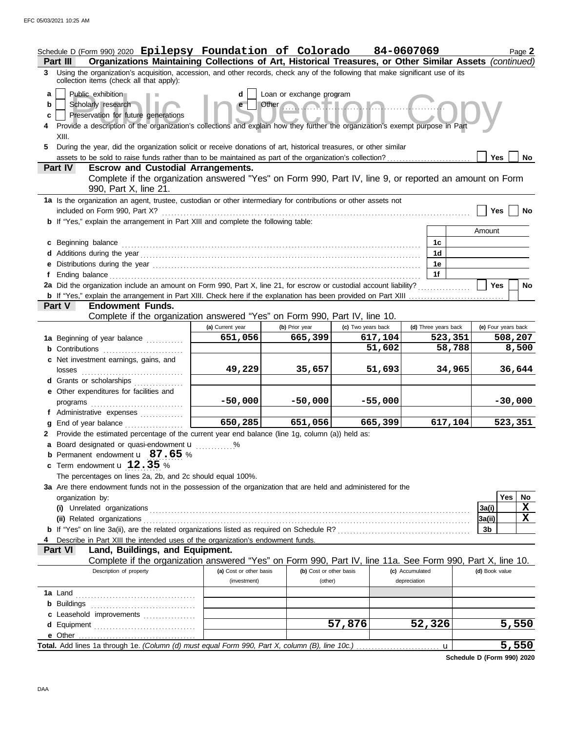Schedule D (Form 990) 2020 **Epilepsy Foundation of Colorado 84-0607069** Page **2**

**Part III Organizations Maintaining Collections of Art, Historical Treasures, or Other Similar Assets** *(continued)*

**3** Using the organization's acquisition, accession, and other records, check any of the following that make significant use of its collection items (check all that apply):

- **a** [ ] Public exhibition
- **b** [ ] Scholarly research
- **c** [ ] Preservation for future generations
- **d** [ ] Loan or exchange program
- **e** [ ] Other

**4** Provide a description of the organization's collections and explain how they further the organization's exempt purpose in Part XIII.

**5** During the year, did the organization solicit or receive donations of art, historical treasures, or other similar assets to be sold to raise funds rather than to be maintained as part of the organization's collection? [ ] Yes [ ] No

**Part IV Escrow and Custodial Arrangements.**

Complete if the organization answered "Yes" on Form 990, Part IV, line 9, or reported an amount on Form 990, Part X, line 21.

**1a** Is the organization an agent, trustee, custodian or other intermediary for contributions or other assets not included on Form 990, Part X? [ ] Yes [ ] No

**b** If "Yes," explain the arrangement in Part XIII and complete the following table:

| | | Amount |
|---|---|---|
| **c** Beginning balance | 1c | |
| **d** Additions during the year | 1d | |
| **e** Distributions during the year | 1e | |
| **f** Ending balance | 1f | |

**2a** Did the organization include an amount on Form 990, Part X, line 21, for escrow or custodial account liability? [ ] Yes [ ] No

**b** If "Yes," explain the arrangement in Part XIII. Check here if the explanation has been provided on Part XIII [ ]

**Part V Endowment Funds.**

Complete if the organization answered "Yes" on Form 990, Part IV, line 10.

| | (a) Current year | (b) Prior year | (c) Two years back | (d) Three years back | (e) Four years back |
|---|---|---|---|---|---|
| **1a** Beginning of year balance | 651,056 | 665,399 | 617,104 | 523,351 | 508,207 |
| **b** Contributions | | | 51,602 | 58,788 | 8,500 |
| **c** Net investment earnings, gains, and losses | 49,229 | 35,657 | 51,693 | 34,965 | 36,644 |
| **d** Grants or scholarships | | | | | |
| **e** Other expenditures for facilities and programs | -50,000 | -50,000 | -55,000 | | -30,000 |
| **f** Administrative expenses | | | | | |
| **g** End of year balance | 650,285 | 651,056 | 665,399 | 617,104 | 523,351 |

**2** Provide the estimated percentage of the current year end balance (line 1g, column (a)) held as:

- **a** Board designated or quasi-endowment ______ %
- **b** Permanent endowment **87.65** %
- **c** Term endowment **12.35** %

The percentages on lines 2a, 2b, and 2c should equal 100%.

**3a** Are there endowment funds not in the possession of the organization that are held and administered for the organization by:

| | | Yes | No |
|---|---|---|---|
| **(i)** Unrelated organizations | 3a(i) | | X |
| **(ii)** Related organizations | 3a(ii) | | X |
| **b** If "Yes" on line 3a(ii), are the related organizations listed as required on Schedule R? | 3b | | |

**4** Describe in Part XIII the intended uses of the organization's endowment funds.

**Part VI Land, Buildings, and Equipment.**

Complete if the organization answered "Yes" on Form 990, Part IV, line 11a. See Form 990, Part X, line 10.

| Description of property | (a) Cost or other basis (investment) | (b) Cost or other basis (other) | (c) Accumulated depreciation | (d) Book value |
|---|---|---|---|---|
| **1a** Land | | | | |
| **b** Buildings | | | | |
| **c** Leasehold improvements | | | | |
| **d** Equipment | | 57,876 | 52,326 | 5,550 |
| **e** Other | | | | |
| **Total.** Add lines 1a through 1e. *(Column (d) must equal Form 990, Part X, column (B), line 10c.)* | | | | 5,550 |

**Schedule D (Form 990) 2020**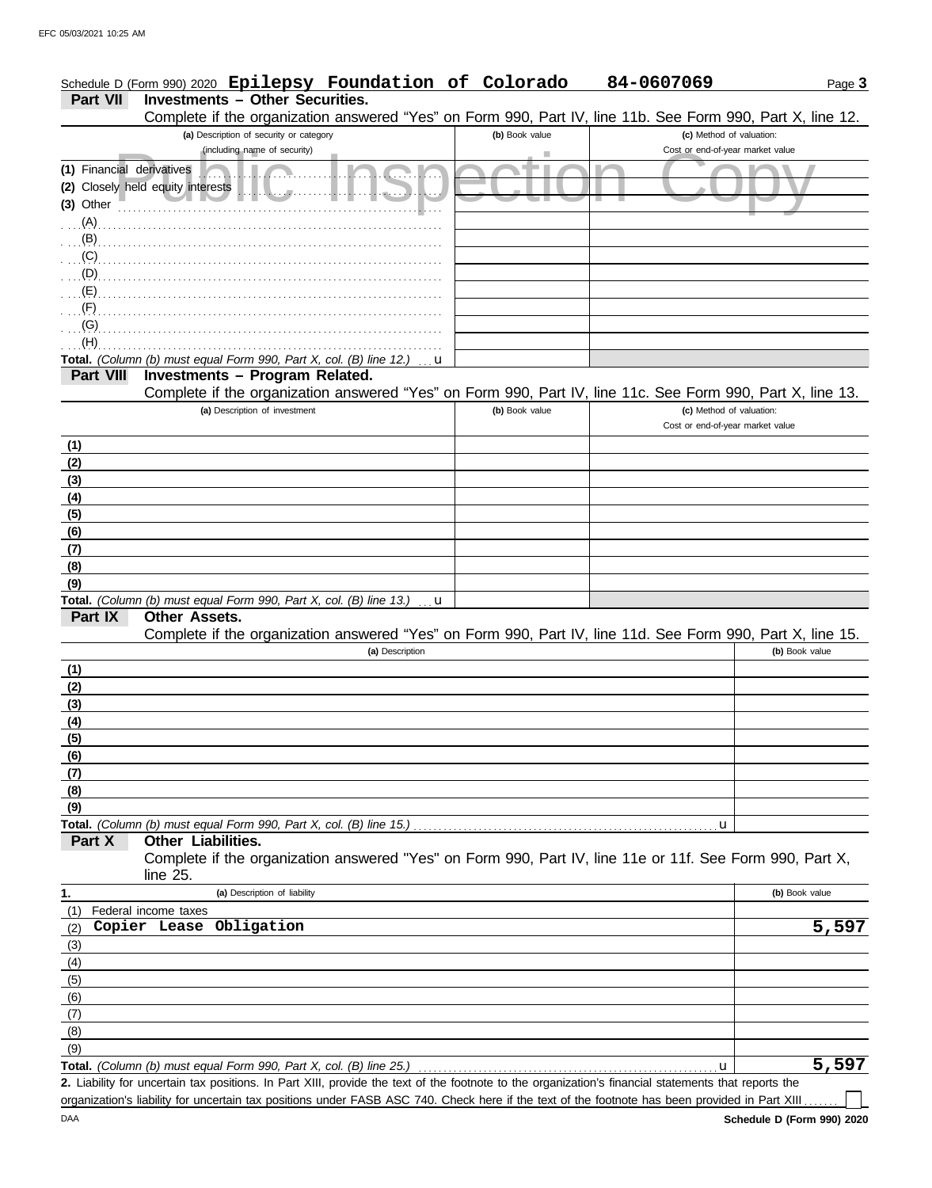Schedule D (Form 990) 2020 **Epilepsy Foundation of Colorado** **84-0607069** Page **3**

## Part VII Investments – Other Securities.

Complete if the organization answered "Yes" on Form 990, Part IV, line 11b. See Form 990, Part X, line 12.

| (a) Description of security or category (including name of security) | (b) Book value | (c) Method of valuation: Cost or end-of-year market value |
|---|---|---|
| (1) Financial derivatives | | |
| (2) Closely held equity interests | | |
| (3) Other | | |
| (A) | | |
| (B) | | |
| (C) | | |
| (D) | | |
| (E) | | |
| (F) | | |
| (G) | | |
| (H) | | |
| **Total.** *(Column (b) must equal Form 990, Part X, col. (B) line 12.)* u | | |

## Part VIII Investments – Program Related.

Complete if the organization answered "Yes" on Form 990, Part IV, line 11c. See Form 990, Part X, line 13.

| (a) Description of investment | (b) Book value | (c) Method of valuation: Cost or end-of-year market value |
|---|---|---|
| (1) | | |
| (2) | | |
| (3) | | |
| (4) | | |
| (5) | | |
| (6) | | |
| (7) | | |
| (8) | | |
| (9) | | |
| **Total.** *(Column (b) must equal Form 990, Part X, col. (B) line 13.)* u | | |

## Part IX Other Assets.

Complete if the organization answered "Yes" on Form 990, Part IV, line 11d. See Form 990, Part X, line 15.

| (a) Description | (b) Book value |
|---|---|
| (1) | |
| (2) | |
| (3) | |
| (4) | |
| (5) | |
| (6) | |
| (7) | |
| (8) | |
| (9) | |
| **Total.** *(Column (b) must equal Form 990, Part X, col. (B) line 15.)* u | |

## Part X Other Liabilities.

Complete if the organization answered "Yes" on Form 990, Part IV, line 11e or 11f. See Form 990, Part X, line 25.

| 1. (a) Description of liability | (b) Book value |
|---|---|
| (1) Federal income taxes | |
| (2) **Copier Lease Obligation** | **5,597** |
| (3) | |
| (4) | |
| (5) | |
| (6) | |
| (7) | |
| (8) | |
| (9) | |
| **Total.** *(Column (b) must equal Form 990, Part X, col. (B) line 25.)* u | **5,597** |

**2.** Liability for uncertain tax positions. In Part XIII, provide the text of the footnote to the organization's financial statements that reports the organization's liability for uncertain tax positions under FASB ASC 740. Check here if the text of the footnote has been provided in Part XIII ☐

DAA **Schedule D (Form 990) 2020**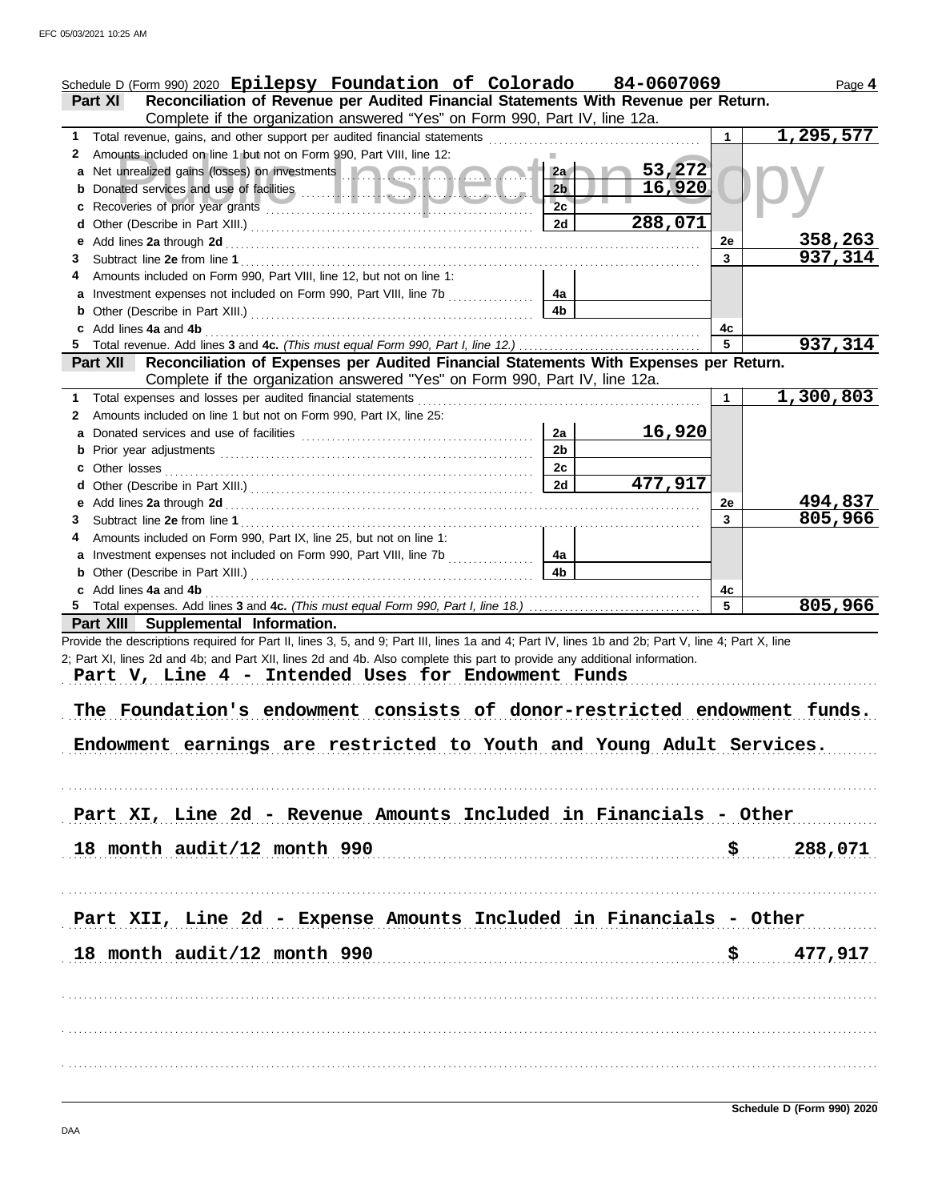Schedule D (Form 990) 2020 **Epilepsy Foundation of Colorado** **84-0607069** Page **4**

## Part XI Reconciliation of Revenue per Audited Financial Statements With Revenue per Return.

Complete if the organization answered "Yes" on Form 990, Part IV, line 12a.

| | | | | | |
|---|---|---|---|---|---|
| **1** | Total revenue, gains, and other support per audited financial statements | | | 1 | 1,295,577 |
| **2** | Amounts included on line 1 but not on Form 990, Part VIII, line 12: | | | | |
| a | Net unrealized gains (losses) on investments | 2a | 53,272 | | |
| b | Donated services and use of facilities | 2b | 16,920 | | |
| c | Recoveries of prior year grants | 2c | | | |
| d | Other (Describe in Part XIII.) | 2d | 288,071 | | |
| e | Add lines **2a** through **2d** | | | 2e | 358,263 |
| **3** | Subtract line **2e** from line **1** | | | 3 | 937,314 |
| **4** | Amounts included on Form 990, Part VIII, line 12, but not on line 1: | | | | |
| a | Investment expenses not included on Form 990, Part VIII, line 7b | 4a | | | |
| b | Other (Describe in Part XIII.) | 4b | | | |
| c | Add lines **4a** and **4b** | | | 4c | |
| **5** | Total revenue. Add lines **3** and **4c.** *(This must equal Form 990, Part I, line 12.)* | | | 5 | 937,314 |

## Part XII Reconciliation of Expenses per Audited Financial Statements With Expenses per Return.

Complete if the organization answered "Yes" on Form 990, Part IV, line 12a.

| | | | | | |
|---|---|---|---|---|---|
| **1** | Total expenses and losses per audited financial statements | | | 1 | 1,300,803 |
| **2** | Amounts included on line 1 but not on Form 990, Part IX, line 25: | | | | |
| a | Donated services and use of facilities | 2a | 16,920 | | |
| b | Prior year adjustments | 2b | | | |
| c | Other losses | 2c | | | |
| d | Other (Describe in Part XIII.) | 2d | 477,917 | | |
| e | Add lines **2a** through **2d** | | | 2e | 494,837 |
| **3** | Subtract line **2e** from line **1** | | | 3 | 805,966 |
| **4** | Amounts included on Form 990, Part IX, line 25, but not on line 1: | | | | |
| a | Investment expenses not included on Form 990, Part VIII, line 7b | 4a | | | |
| b | Other (Describe in Part XIII.) | 4b | | | |
| c | Add lines **4a** and **4b** | | | 4c | |
| **5** | Total expenses. Add lines **3** and **4c.** *(This must equal Form 990, Part I, line 18.)* | | | 5 | 805,966 |

## Part XIII Supplemental Information.

Provide the descriptions required for Part II, lines 3, 5, and 9; Part III, lines 1a and 4; Part IV, lines 1b and 2b; Part V, line 4; Part X, line 2; Part XI, lines 2d and 4b; and Part XII, lines 2d and 4b. Also complete this part to provide any additional information.

Part V, Line 4 - Intended Uses for Endowment Funds

The Foundation's endowment consists of donor-restricted endowment funds.

Endowment earnings are restricted to Youth and Young Adult Services.

Part XI, Line 2d - Revenue Amounts Included in Financials - Other

18 month audit/12 month 990 $ 288,071

Part XII, Line 2d - Expense Amounts Included in Financials - Other

18 month audit/12 month 990 $ 477,917

Schedule D (Form 990) 2020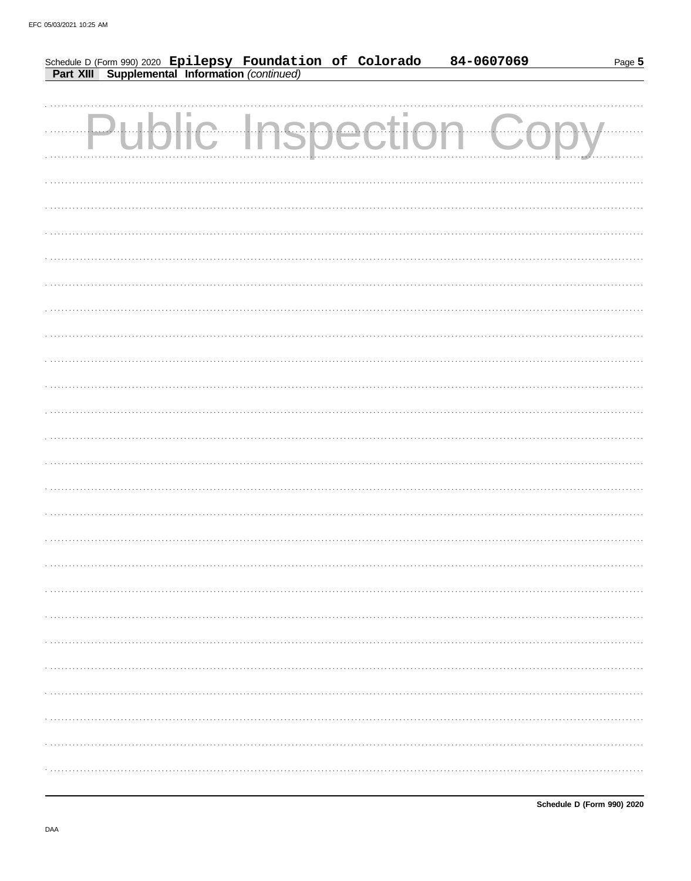Schedule D (Form 990) 2020 **Epilepsy Foundation of Colorado** **84-0607069**

**Part XIII Supplemental Information** *(continued)*

Public Inspection Copy

**Schedule D (Form 990) 2020**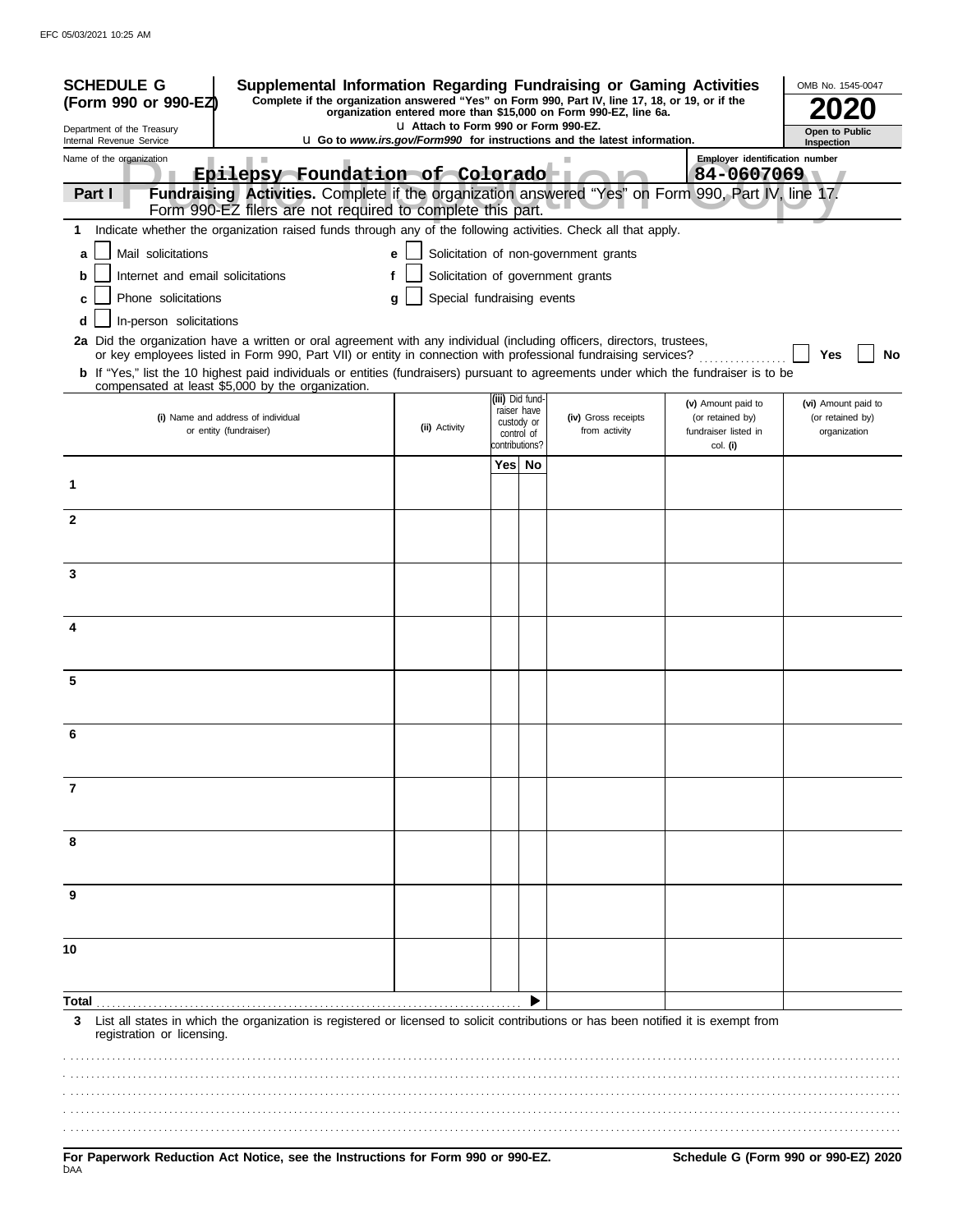**SCHEDULE G (Form 990 or 990-EZ)**

Department of the Treasury
Internal Revenue Service

# Supplemental Information Regarding Fundraising or Gaming Activities

**Complete if the organization answered "Yes" on Form 990, Part IV, line 17, 18, or 19, or if the organization entered more than $15,000 on Form 990-EZ, line 6a.**

u Attach to Form 990 or Form 990-EZ.

u Go to *www.irs.gov/Form990* for instructions and the latest information.

OMB No. 1545-0047

**2020**

**Open to Public Inspection**

Name of the organization: Epilepsy Foundation of Colorado

Employer identification number: 84-0607069

**Part I** **Fundraising Activities.** Complete if the organization answered "Yes" on Form 990, Part IV, line 17. Form 990-EZ filers are not required to complete this part.

**1** Indicate whether the organization raised funds through any of the following activities. Check all that apply.

- **a** ☐ Mail solicitations
- **b** ☐ Internet and email solicitations
- **c** ☐ Phone solicitations
- **d** ☐ In-person solicitations
- **e** ☐ Solicitation of non-government grants
- **f** ☐ Solicitation of government grants
- **g** ☐ Special fundraising events

**2a** Did the organization have a written or oral agreement with any individual (including officers, directors, trustees, or key employees listed in Form 990, Part VII) or entity in connection with professional fundraising services? ☐ **Yes** ☐ **No**

**b** If "Yes," list the 10 highest paid individuals or entities (fundraisers) pursuant to agreements under which the fundraiser is to be compensated at least $5,000 by the organization.

| | (i) Name and address of individual or entity (fundraiser) | (ii) Activity | (iii) Did fund-raiser have custody or control of contributions? Yes | No | (iv) Gross receipts from activity | (v) Amount paid to (or retained by) fundraiser listed in col. (i) | (vi) Amount paid to (or retained by) organization |
|---|---|---|---|---|---|---|---|
| 1 | | | | | | | |
| 2 | | | | | | | |
| 3 | | | | | | | |
| 4 | | | | | | | |
| 5 | | | | | | | |
| 6 | | | | | | | |
| 7 | | | | | | | |
| 8 | | | | | | | |
| 9 | | | | | | | |
| 10 | | | | | | | |
| **Total** | | | | ▶ | | | |

**3** List all states in which the organization is registered or licensed to solicit contributions or has been notified it is exempt from registration or licensing.

**For Paperwork Reduction Act Notice, see the Instructions for Form 990 or 990-EZ.**

DAA

**Schedule G (Form 990 or 990-EZ) 2020**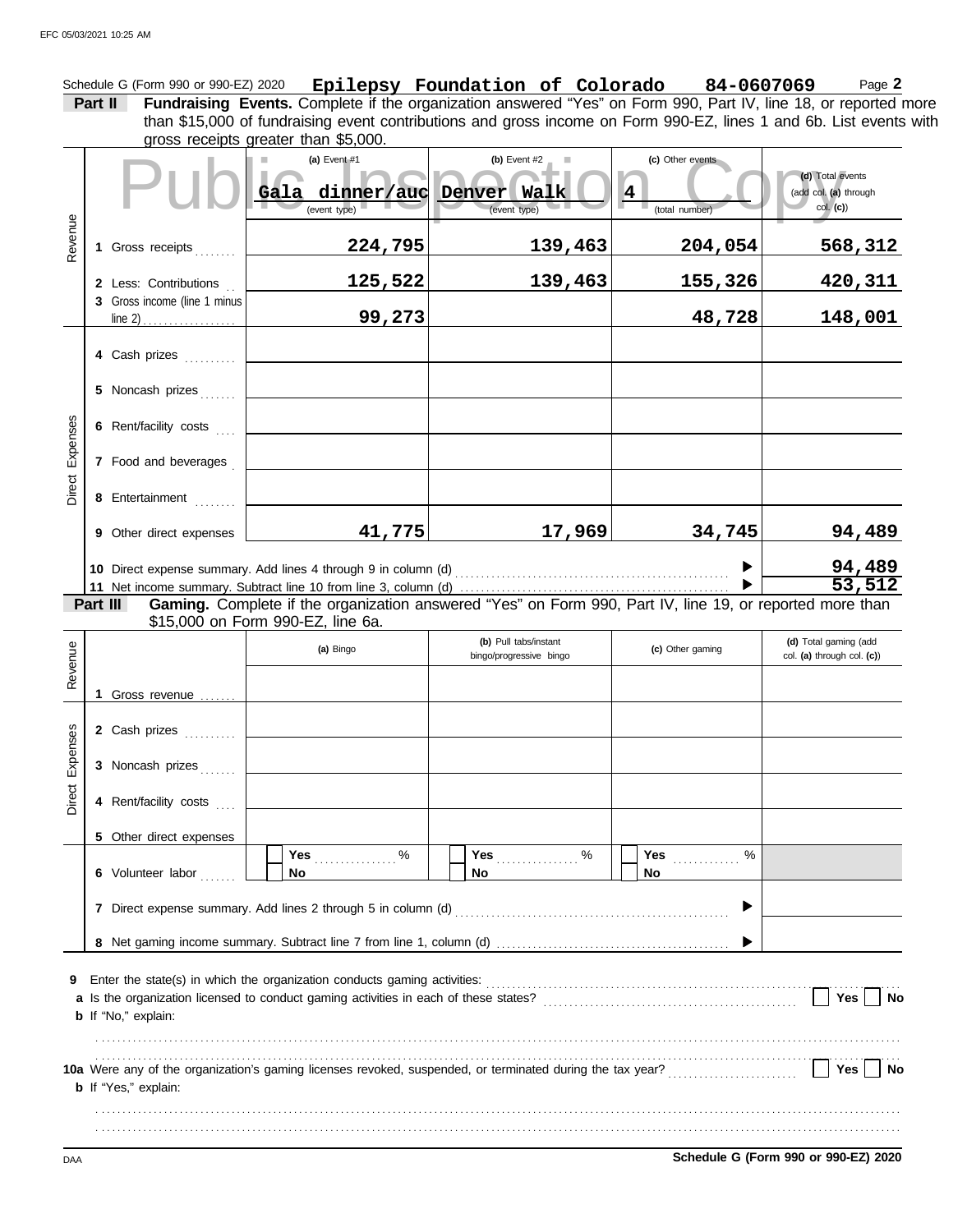Schedule G (Form 990 or 990-EZ) 2020 **Epilepsy Foundation of Colorado 84-0607069** Page **2**

**Part II Fundraising Events.** Complete if the organization answered "Yes" on Form 990, Part IV, line 18, or reported more than $15,000 of fundraising event contributions and gross income on Form 990-EZ, lines 1 and 6b. List events with gross receipts greater than $5,000.

Public Inspection Copy

| | | (a) Event #1 | (b) Event #2 | (c) Other events | (d) Total events (add col. (a) through col. (c)) |
|---|---|---|---|---|---|
| | | Gala dinner/auc (event type) | Denver Walk (event type) | 4 (total number) | |
| Revenue | 1 Gross receipts | 224,795 | 139,463 | 204,054 | 568,312 |
| | 2 Less: Contributions | 125,522 | 139,463 | 155,326 | 420,311 |
| | 3 Gross income (line 1 minus line 2) | 99,273 | | 48,728 | 148,001 |
| Direct Expenses | 4 Cash prizes | | | | |
| | 5 Noncash prizes | | | | |
| | 6 Rent/facility costs | | | | |
| | 7 Food and beverages | | | | |
| | 8 Entertainment | | | | |
| | 9 Other direct expenses | 41,775 | 17,969 | 34,745 | 94,489 |
| | 10 Direct expense summary. Add lines 4 through 9 in column (d) | | | | 94,489 |
| | 11 Net income summary. Subtract line 10 from line 3, column (d) | | | | 53,512 |

**Part III Gaming.** Complete if the organization answered "Yes" on Form 990, Part IV, line 19, or reported more than $15,000 on Form 990-EZ, line 6a.

| | | (a) Bingo | (b) Pull tabs/instant bingo/progressive bingo | (c) Other gaming | (d) Total gaming (add col. (a) through col. (c)) |
|---|---|---|---|---|---|
| Revenue | 1 Gross revenue | | | | |
| Direct Expenses | 2 Cash prizes | | | | |
| | 3 Noncash prizes | | | | |
| | 4 Rent/facility costs | | | | |
| | 5 Other direct expenses | | | | |
| | 6 Volunteer labor | Yes ____ % / No | Yes ____ % / No | Yes ____ % / No | |
| | 7 Direct expense summary. Add lines 2 through 5 in column (d) | | | | |
| | 8 Net gaming income summary. Subtract line 7 from line 1, column (d) | | | | |

**9** Enter the state(s) in which the organization conducts gaming activities: ..........

**a** Is the organization licensed to conduct gaming activities in each of these states? ☐ Yes ☐ No

**b** If "No," explain:

..........

**10a** Were any of the organization's gaming licenses revoked, suspended, or terminated during the tax year? ☐ Yes ☐ No

**b** If "Yes," explain:

..........

DAA **Schedule G (Form 990 or 990-EZ) 2020**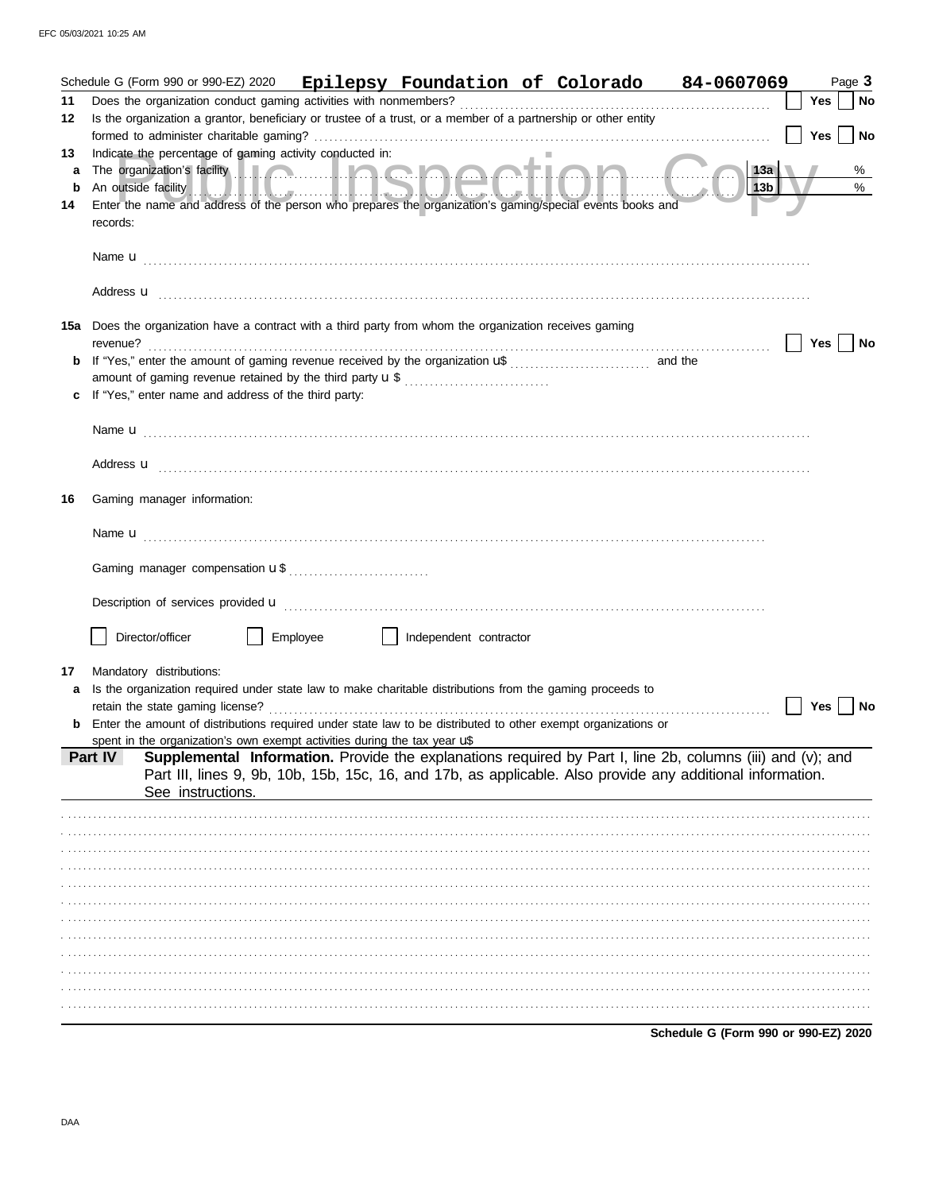Schedule G (Form 990 or 990-EZ) 2020 **Epilepsy Foundation of Colorado 84-0607069** Page **3**

**11** Does the organization conduct gaming activities with nonmembers? ☐ **Yes** ☐ **No**

**12** Is the organization a grantor, beneficiary or trustee of a trust, or a member of a partnership or other entity formed to administer charitable gaming? ☐ **Yes** ☐ **No**

**13** Indicate the percentage of gaming activity conducted in:

**a** The organization's facility **13a** %

**b** An outside facility **13b** %

**14** Enter the name and address of the person who prepares the organization's gaming/special events books and records:

Name u

Address u

**15a** Does the organization have a contract with a third party from whom the organization receives gaming revenue? ☐ **Yes** ☐ **No**

**b** If "Yes," enter the amount of gaming revenue received by the organization u$ and the amount of gaming revenue retained by the third party u $

**c** If "Yes," enter name and address of the third party:

Name u

Address u

**16** Gaming manager information:

Name u

Gaming manager compensation u $

Description of services provided u

☐ Director/officer ☐ Employee ☐ Independent contractor

**17** Mandatory distributions:

**a** Is the organization required under state law to make charitable distributions from the gaming proceeds to retain the state gaming license? ☐ **Yes** ☐ **No**

**b** Enter the amount of distributions required under state law to be distributed to other exempt organizations or spent in the organization's own exempt activities during the tax year u$

**Part IV** **Supplemental Information.** Provide the explanations required by Part I, line 2b, columns (iii) and (v); and Part III, lines 9, 9b, 10b, 15b, 15c, 16, and 17b, as applicable. Also provide any additional information. See instructions.

**Schedule G (Form 990 or 990-EZ) 2020**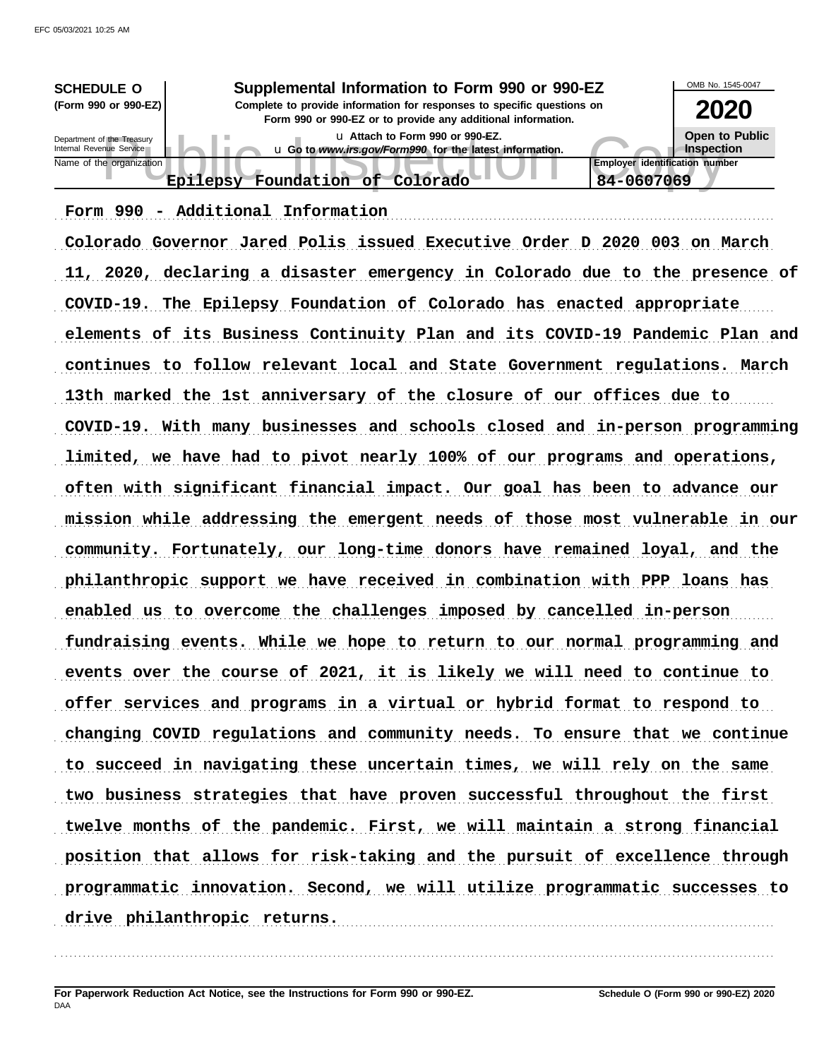**SCHEDULE O**
**(Form 990 or 990-EZ)**

Department of the Treasury
Internal Revenue Service

# Supplemental Information to Form 990 or 990-EZ

**Complete to provide information for responses to specific questions on Form 990 or 990-EZ or to provide any additional information.**

u Attach to Form 990 or 990-EZ.
u Go to *www.irs.gov/Form990* for the latest information.

OMB No. 1545-0047

**2020**

**Open to Public Inspection**

| Name of the organization | Employer identification number |
|---|---|
| Epilepsy Foundation of Colorado | 84-0607069 |

Form 990 - Additional Information

Colorado Governor Jared Polis issued Executive Order D 2020 003 on March 11, 2020, declaring a disaster emergency in Colorado due to the presence of COVID-19. The Epilepsy Foundation of Colorado has enacted appropriate elements of its Business Continuity Plan and its COVID-19 Pandemic Plan and continues to follow relevant local and State Government regulations. March 13th marked the 1st anniversary of the closure of our offices due to COVID-19. With many businesses and schools closed and in-person programming limited, we have had to pivot nearly 100% of our programs and operations, often with significant financial impact. Our goal has been to advance our mission while addressing the emergent needs of those most vulnerable in our community. Fortunately, our long-time donors have remained loyal, and the philanthropic support we have received in combination with PPP loans has enabled us to overcome the challenges imposed by cancelled in-person fundraising events. While we hope to return to our normal programming and events over the course of 2021, it is likely we will need to continue to offer services and programs in a virtual or hybrid format to respond to changing COVID regulations and community needs. To ensure that we continue to succeed in navigating these uncertain times, we will rely on the same two business strategies that have proven successful throughout the first twelve months of the pandemic. First, we will maintain a strong financial position that allows for risk-taking and the pursuit of excellence through programmatic innovation. Second, we will utilize programmatic successes to drive philanthropic returns.

**For Paperwork Reduction Act Notice, see the Instructions for Form 990 or 990-EZ.**
DAA

**Schedule O (Form 990 or 990-EZ) 2020**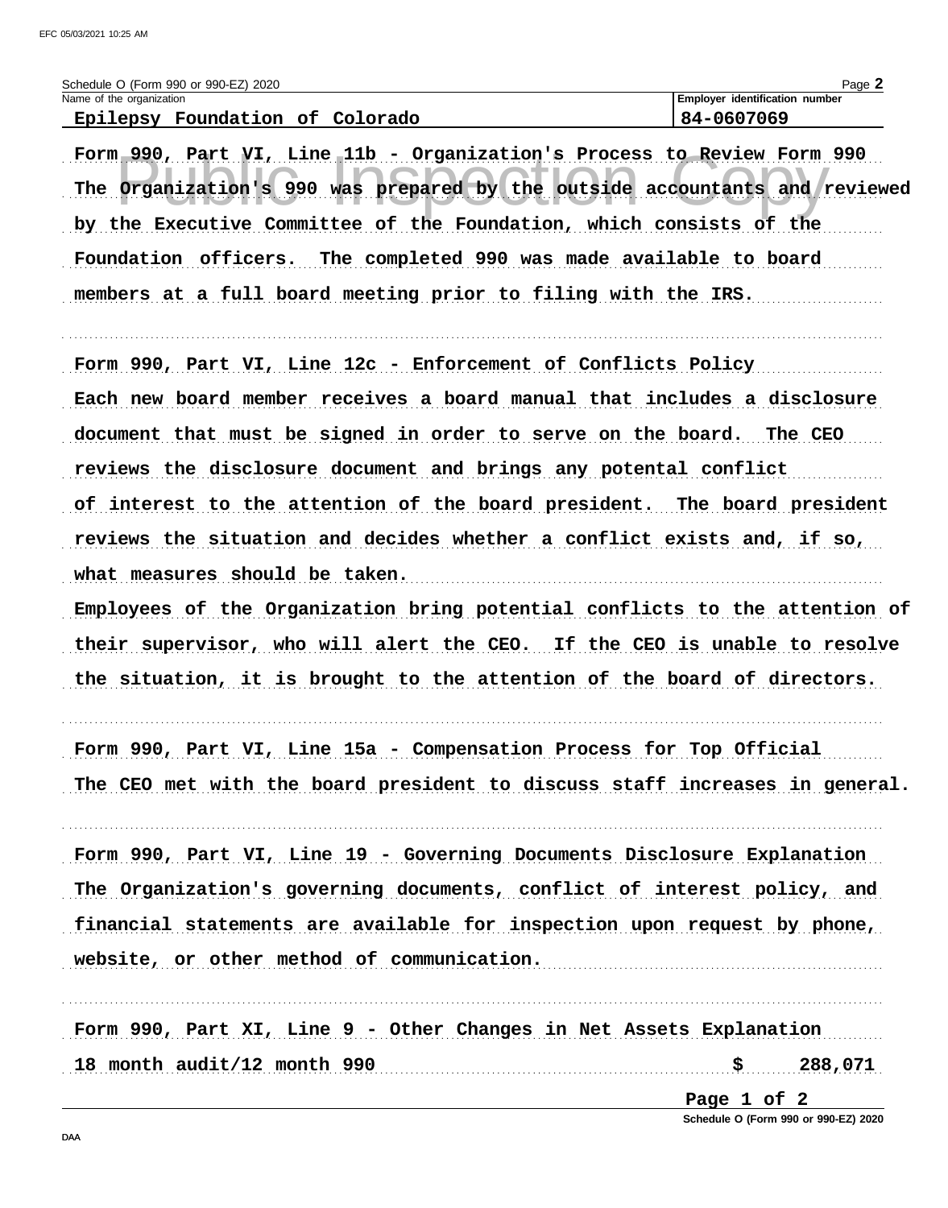Schedule O (Form 990 or 990-EZ) 2020

| Name of the organization | Employer identification number |
| --- | --- |
| Epilepsy Foundation of Colorado | 84-0607069 |

**Form 990, Part VI, Line 11b - Organization's Process to Review Form 990**

The Organization's 990 was prepared by the outside accountants and reviewed by the Executive Committee of the Foundation, which consists of the Foundation officers. The completed 990 was made available to board members at a full board meeting prior to filing with the IRS.

**Form 990, Part VI, Line 12c - Enforcement of Conflicts Policy**

Each new board member receives a board manual that includes a disclosure document that must be signed in order to serve on the board. The CEO reviews the disclosure document and brings any potental conflict of interest to the attention of the board president. The board president reviews the situation and decides whether a conflict exists and, if so, what measures should be taken.

Employees of the Organization bring potential conflicts to the attention of their supervisor, who will alert the CEO. If the CEO is unable to resolve the situation, it is brought to the attention of the board of directors.

**Form 990, Part VI, Line 15a - Compensation Process for Top Official**

The CEO met with the board president to discuss staff increases in general.

**Form 990, Part VI, Line 19 - Governing Documents Disclosure Explanation**

The Organization's governing documents, conflict of interest policy, and financial statements are available for inspection upon request by phone, website, or other method of communication.

**Form 990, Part XI, Line 9 - Other Changes in Net Assets Explanation**

| | |
| --- | --- |
| 18 month audit/12 month 990 | $ 288,071 |

Schedule O (Form 990 or 990-EZ) 2020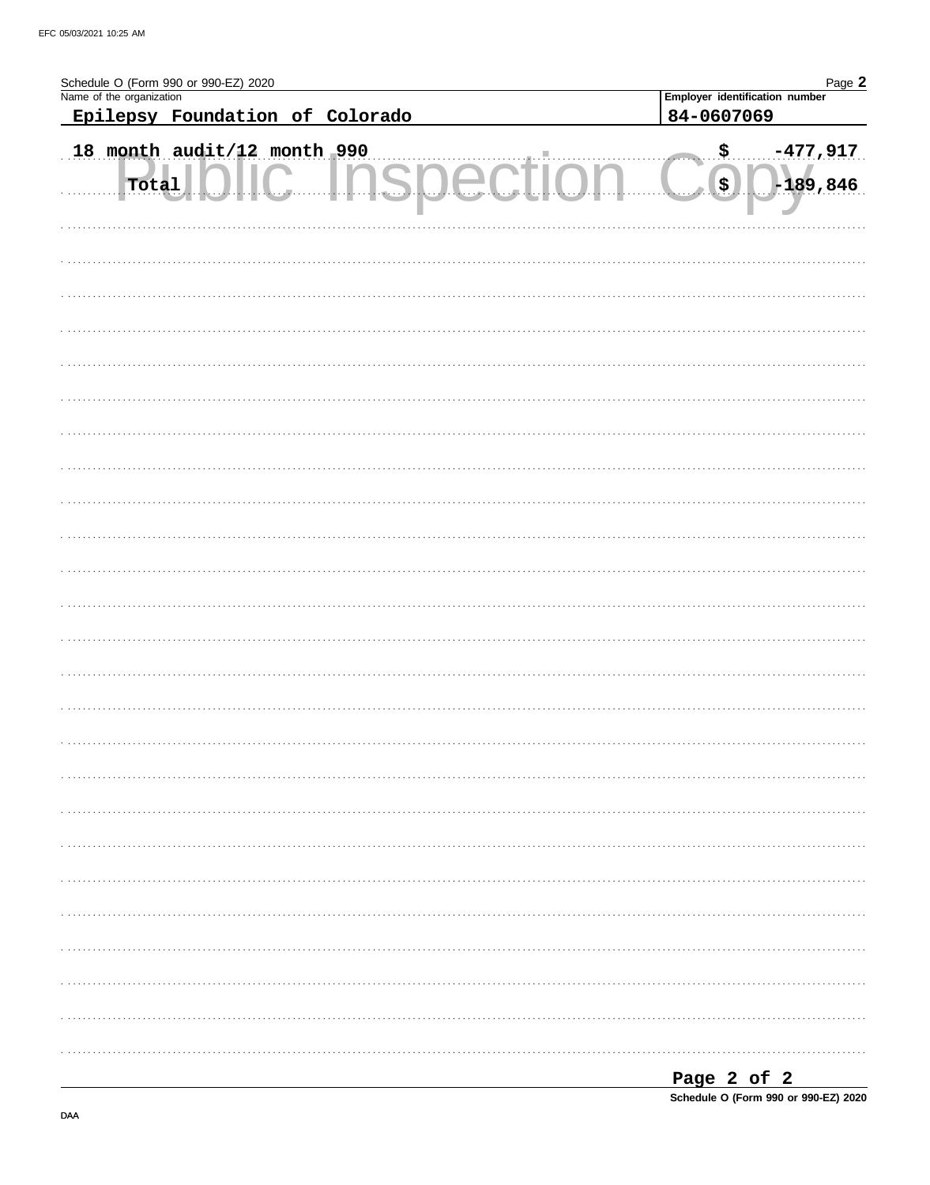Schedule O (Form 990 or 990-EZ) 2020

| Name of the organization | Employer identification number |
|---|---|
| Epilepsy Foundation of Colorado | 84-0607069 |

| | |
|---|---|
| 18 month audit/12 month 990 | $ -477,917 |
| Total | $ -189,846 |

Page 2 of 2

Schedule O (Form 990 or 990-EZ) 2020

DAA